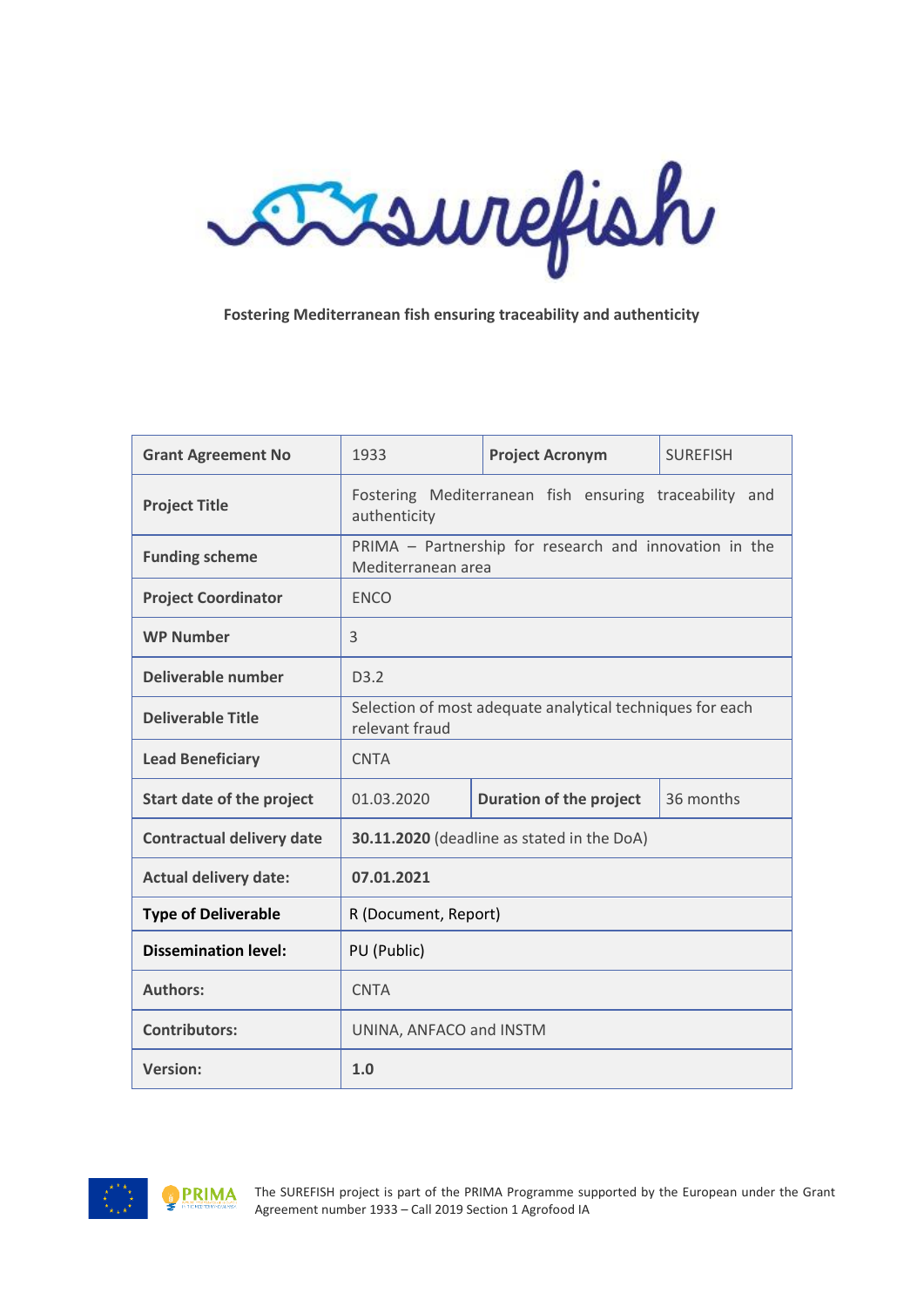surefish

**Fostering Mediterranean fish ensuring traceability and authenticity**

| | | | |
|---|---|---|---|
| **Grant Agreement No** | 1933 | **Project Acronym** | SUREFISH |
| **Project Title** | Fostering Mediterranean fish ensuring traceability and authenticity | | |
| **Funding scheme** | PRIMA – Partnership for research and innovation in the Mediterranean area | | |
| **Project Coordinator** | ENCO | | |
| **WP Number** | 3 | | |
| **Deliverable number** | D3.2 | | |
| **Deliverable Title** | Selection of most adequate analytical techniques for each relevant fraud | | |
| **Lead Beneficiary** | CNTA | | |
| **Start date of the project** | 01.03.2020 | **Duration of the project** | 36 months |
| **Contractual delivery date** | **30.11.2020** (deadline as stated in the DoA) | | |
| **Actual delivery date:** | **07.01.2021** | | |
| **Type of Deliverable** | R (Document, Report) | | |
| **Dissemination level:** | PU (Public) | | |
| **Authors:** | CNTA | | |
| **Contributors:** | UNINA, ANFACO and INSTM | | |
| **Version:** | **1.0** | | |

The SUREFISH project is part of the PRIMA Programme supported by the European under the Grant Agreement number 1933 – Call 2019 Section 1 Agrofood IA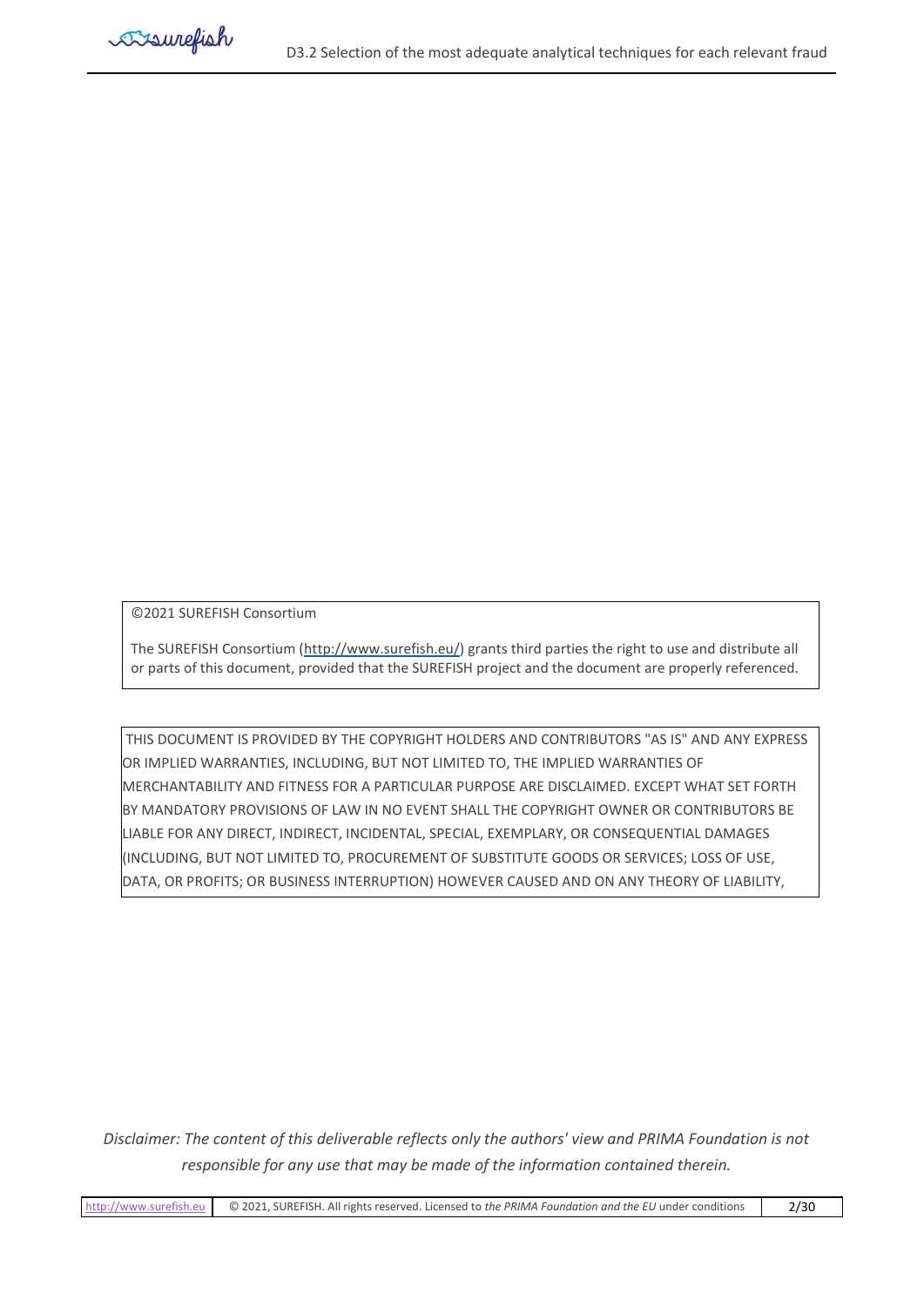©2021 SUREFISH Consortium

The SUREFISH Consortium (http://www.surefish.eu/) grants third parties the right to use and distribute all or parts of this document, provided that the SUREFISH project and the document are properly referenced.

THIS DOCUMENT IS PROVIDED BY THE COPYRIGHT HOLDERS AND CONTRIBUTORS "AS IS" AND ANY EXPRESS OR IMPLIED WARRANTIES, INCLUDING, BUT NOT LIMITED TO, THE IMPLIED WARRANTIES OF MERCHANTABILITY AND FITNESS FOR A PARTICULAR PURPOSE ARE DISCLAIMED. EXCEPT WHAT SET FORTH BY MANDATORY PROVISIONS OF LAW IN NO EVENT SHALL THE COPYRIGHT OWNER OR CONTRIBUTORS BE LIABLE FOR ANY DIRECT, INDIRECT, INCIDENTAL, SPECIAL, EXEMPLARY, OR CONSEQUENTIAL DAMAGES (INCLUDING, BUT NOT LIMITED TO, PROCUREMENT OF SUBSTITUTE GOODS OR SERVICES; LOSS OF USE, DATA, OR PROFITS; OR BUSINESS INTERRUPTION) HOWEVER CAUSED AND ON ANY THEORY OF LIABILITY,

*Disclaimer: The content of this deliverable reflects only the authors' view and PRIMA Foundation is not responsible for any use that may be made of the information contained therein.*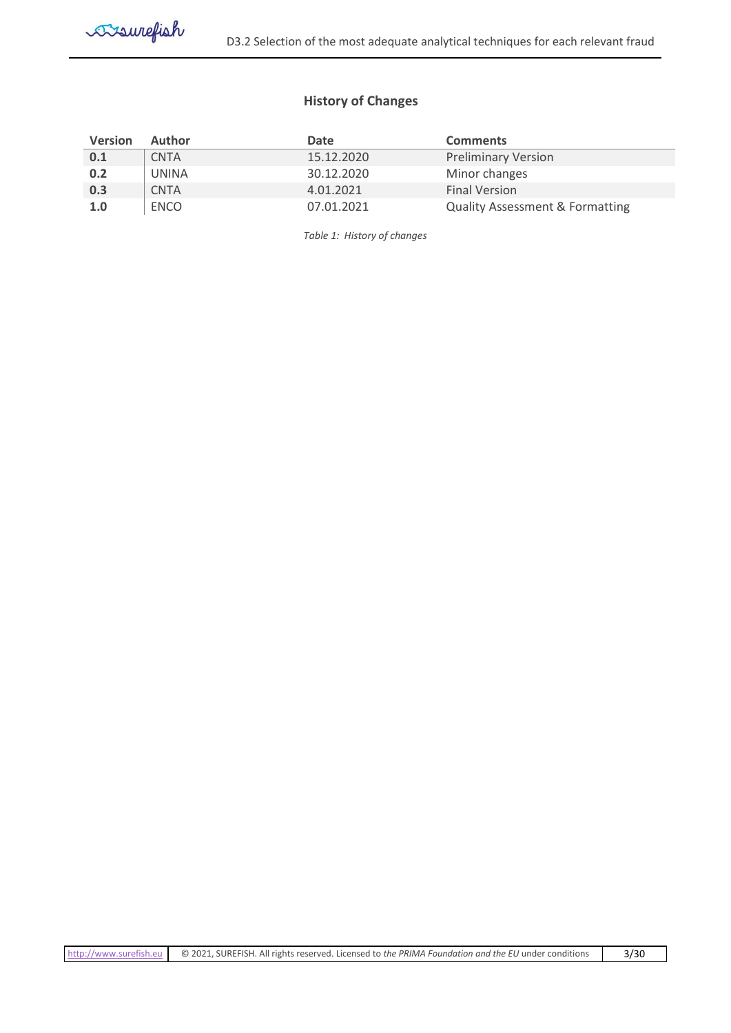## History of Changes

| Version | Author | Date | Comments |
|---|---|---|---|
| **0.1** | CNTA | 15.12.2020 | Preliminary Version |
| **0.2** | UNINA | 30.12.2020 | Minor changes |
| **0.3** | CNTA | 4.01.2021 | Final Version |
| **1.0** | ENCO | 07.01.2021 | Quality Assessment & Formatting |

*Table 1: History of changes*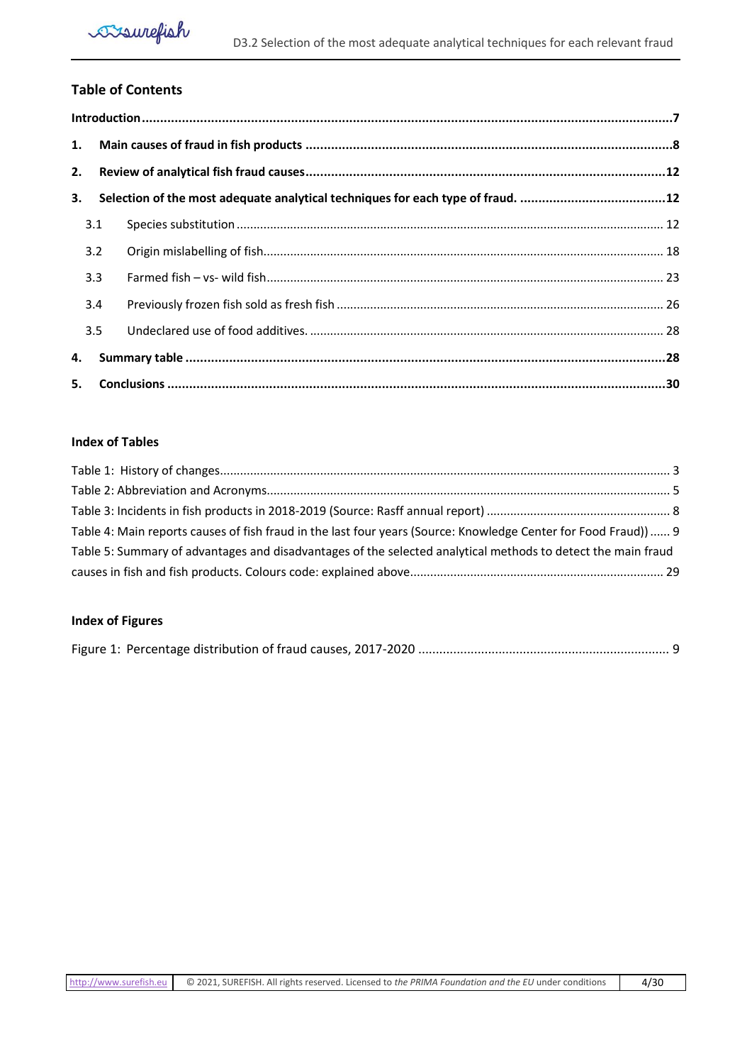## Table of Contents

| | | |
|---|---|---|
| **Introduction** | | **7** |
| **1.** | **Main causes of fraud in fish products** | **8** |
| **2.** | **Review of analytical fish fraud causes** | **12** |
| **3.** | **Selection of the most adequate analytical techniques for each type of fraud.** | **12** |
| 3.1 | Species substitution | 12 |
| 3.2 | Origin mislabelling of fish | 18 |
| 3.3 | Farmed fish – vs- wild fish | 23 |
| 3.4 | Previously frozen fish sold as fresh fish | 26 |
| 3.5 | Undeclared use of food additives. | 28 |
| **4.** | **Summary table** | **28** |
| **5.** | **Conclusions** | **30** |

### Index of Tables

| | |
|---|---|
| Table 1: History of changes | 3 |
| Table 2: Abbreviation and Acronyms | 5 |
| Table 3: Incidents in fish products in 2018-2019 (Source: Rasff annual report) | 8 |
| Table 4: Main reports causes of fish fraud in the last four years (Source: Knowledge Center for Food Fraud)) | 9 |
| Table 5: Summary of advantages and disadvantages of the selected analytical methods to detect the main fraud causes in fish and fish products. Colours code: explained above | 29 |

### Index of Figures

| | |
|---|---|
| Figure 1: Percentage distribution of fraud causes, 2017-2020 | 9 |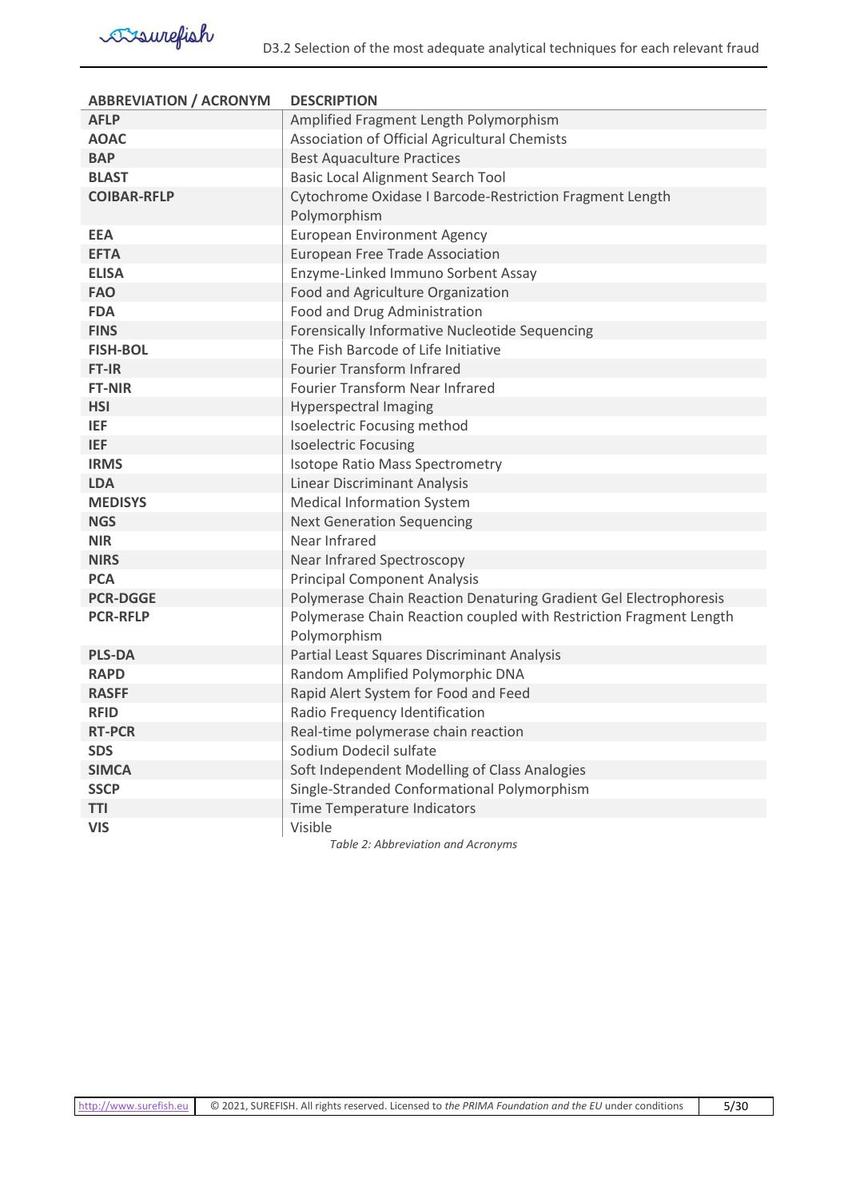| ABBREVIATION / ACRONYM | DESCRIPTION |
|---|---|
| **AFLP** | Amplified Fragment Length Polymorphism |
| **AOAC** | Association of Official Agricultural Chemists |
| **BAP** | Best Aquaculture Practices |
| **BLAST** | Basic Local Alignment Search Tool |
| **COIBAR-RFLP** | Cytochrome Oxidase I Barcode-Restriction Fragment Length Polymorphism |
| **EEA** | European Environment Agency |
| **EFTA** | European Free Trade Association |
| **ELISA** | Enzyme-Linked Immuno Sorbent Assay |
| **FAO** | Food and Agriculture Organization |
| **FDA** | Food and Drug Administration |
| **FINS** | Forensically Informative Nucleotide Sequencing |
| **FISH-BOL** | The Fish Barcode of Life Initiative |
| **FT-IR** | Fourier Transform Infrared |
| **FT-NIR** | Fourier Transform Near Infrared |
| **HSI** | Hyperspectral Imaging |
| **IEF** | Isoelectric Focusing method |
| **IEF** | Isoelectric Focusing |
| **IRMS** | Isotope Ratio Mass Spectrometry |
| **LDA** | Linear Discriminant Analysis |
| **MEDISYS** | Medical Information System |
| **NGS** | Next Generation Sequencing |
| **NIR** | Near Infrared |
| **NIRS** | Near Infrared Spectroscopy |
| **PCA** | Principal Component Analysis |
| **PCR-DGGE** | Polymerase Chain Reaction Denaturing Gradient Gel Electrophoresis |
| **PCR-RFLP** | Polymerase Chain Reaction coupled with Restriction Fragment Length Polymorphism |
| **PLS-DA** | Partial Least Squares Discriminant Analysis |
| **RAPD** | Random Amplified Polymorphic DNA |
| **RASFF** | Rapid Alert System for Food and Feed |
| **RFID** | Radio Frequency Identification |
| **RT-PCR** | Real-time polymerase chain reaction |
| **SDS** | Sodium Dodecil sulfate |
| **SIMCA** | Soft Independent Modelling of Class Analogies |
| **SSCP** | Single-Stranded Conformational Polymorphism |
| **TTI** | Time Temperature Indicators |
| **VIS** | Visible |

*Table 2: Abbreviation and Acronyms*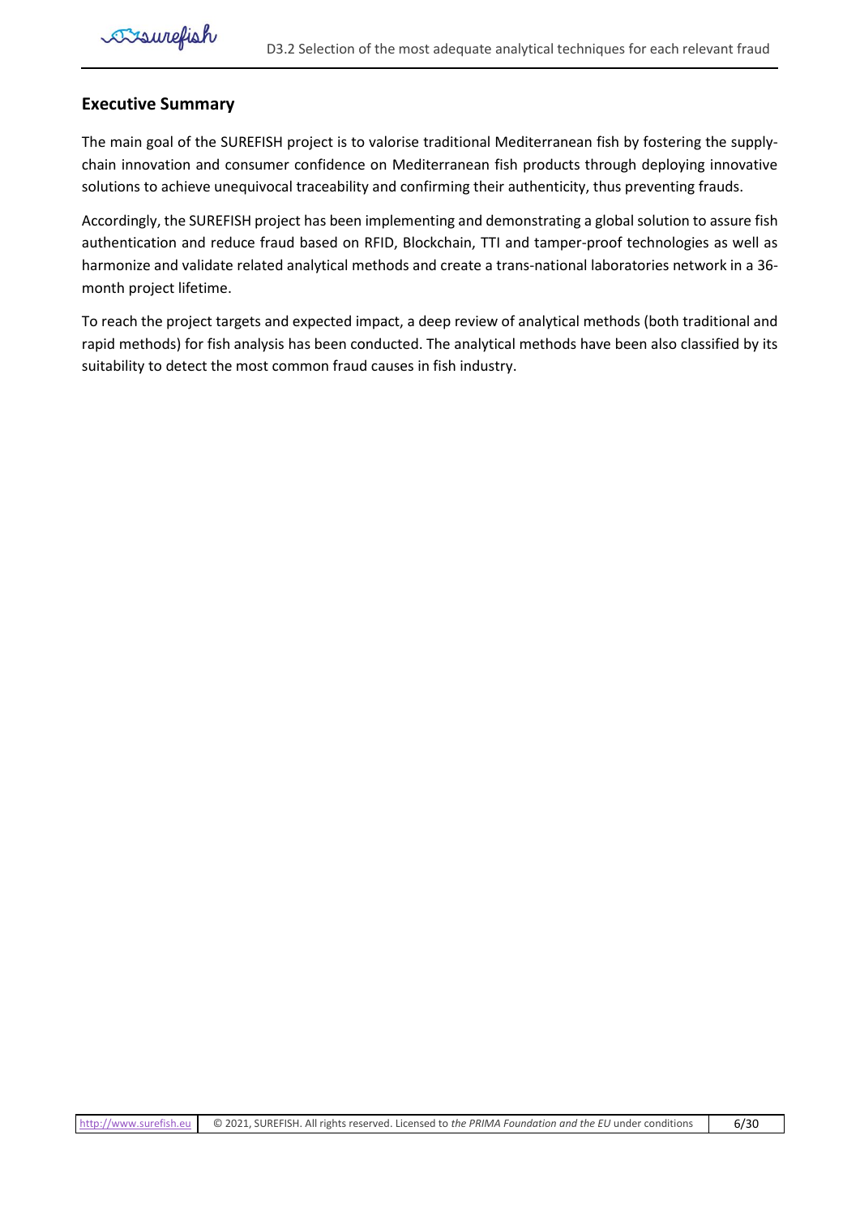## Executive Summary

The main goal of the SUREFISH project is to valorise traditional Mediterranean fish by fostering the supply-chain innovation and consumer confidence on Mediterranean fish products through deploying innovative solutions to achieve unequivocal traceability and confirming their authenticity, thus preventing frauds.

Accordingly, the SUREFISH project has been implementing and demonstrating a global solution to assure fish authentication and reduce fraud based on RFID, Blockchain, TTI and tamper-proof technologies as well as harmonize and validate related analytical methods and create a trans-national laboratories network in a 36-month project lifetime.

To reach the project targets and expected impact, a deep review of analytical methods (both traditional and rapid methods) for fish analysis has been conducted. The analytical methods have been also classified by its suitability to detect the most common fraud causes in fish industry.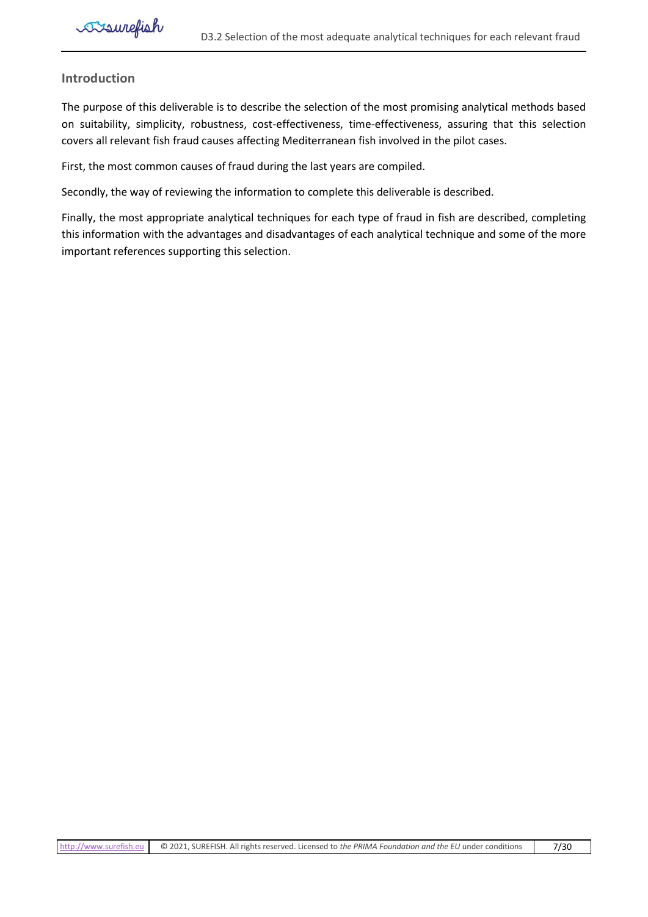## Introduction

The purpose of this deliverable is to describe the selection of the most promising analytical methods based on suitability, simplicity, robustness, cost-effectiveness, time-effectiveness, assuring that this selection covers all relevant fish fraud causes affecting Mediterranean fish involved in the pilot cases.

First, the most common causes of fraud during the last years are compiled.

Secondly, the way of reviewing the information to complete this deliverable is described.

Finally, the most appropriate analytical techniques for each type of fraud in fish are described, completing this information with the advantages and disadvantages of each analytical technique and some of the more important references supporting this selection.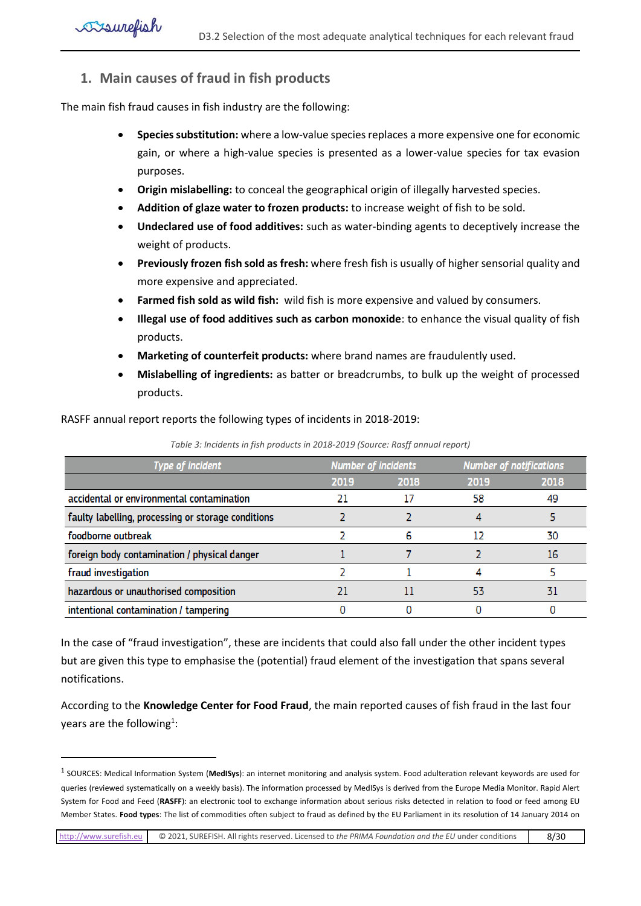## 1. Main causes of fraud in fish products

The main fish fraud causes in fish industry are the following:

- **Species substitution:** where a low-value species replaces a more expensive one for economic gain, or where a high-value species is presented as a lower-value species for tax evasion purposes.
- **Origin mislabelling:** to conceal the geographical origin of illegally harvested species.
- **Addition of glaze water to frozen products:** to increase weight of fish to be sold.
- **Undeclared use of food additives:** such as water-binding agents to deceptively increase the weight of products.
- **Previously frozen fish sold as fresh:** where fresh fish is usually of higher sensorial quality and more expensive and appreciated.
- **Farmed fish sold as wild fish:** wild fish is more expensive and valued by consumers.
- **Illegal use of food additives such as carbon monoxide**: to enhance the visual quality of fish products.
- **Marketing of counterfeit products:** where brand names are fraudulently used.
- **Mislabelling of ingredients:** as batter or breadcrumbs, to bulk up the weight of processed products.

RASFF annual report reports the following types of incidents in 2018-2019:

*Table 3: Incidents in fish products in 2018-2019 (Source: Rasff annual report)*

| Type of incident | Number of incidents | | Number of notifications | |
|---|---|---|---|---|
| | 2019 | 2018 | 2019 | 2018 |
| accidental or environmental contamination | 21 | 17 | 58 | 49 |
| faulty labelling, processing or storage conditions | 2 | 2 | 4 | 5 |
| foodborne outbreak | 2 | 6 | 12 | 30 |
| foreign body contamination / physical danger | 1 | 7 | 2 | 16 |
| fraud investigation | 2 | 1 | 4 | 5 |
| hazardous or unauthorised composition | 21 | 11 | 53 | 31 |
| intentional contamination / tampering | 0 | 0 | 0 | 0 |

In the case of "fraud investigation", these are incidents that could also fall under the other incident types but are given this type to emphasise the (potential) fraud element of the investigation that spans several notifications.

According to the **Knowledge Center for Food Fraud**, the main reported causes of fish fraud in the last four years are the following[1]:

[1] SOURCES: Medical Information System (**MedISys**): an internet monitoring and analysis system. Food adulteration relevant keywords are used for queries (reviewed systematically on a weekly basis). The information processed by MedISys is derived from the Europe Media Monitor. Rapid Alert System for Food and Feed (**RASFF**): an electronic tool to exchange information about serious risks detected in relation to food or feed among EU Member States. **Food types**: The list of commodities often subject to fraud as defined by the EU Parliament in its resolution of 14 January 2014 on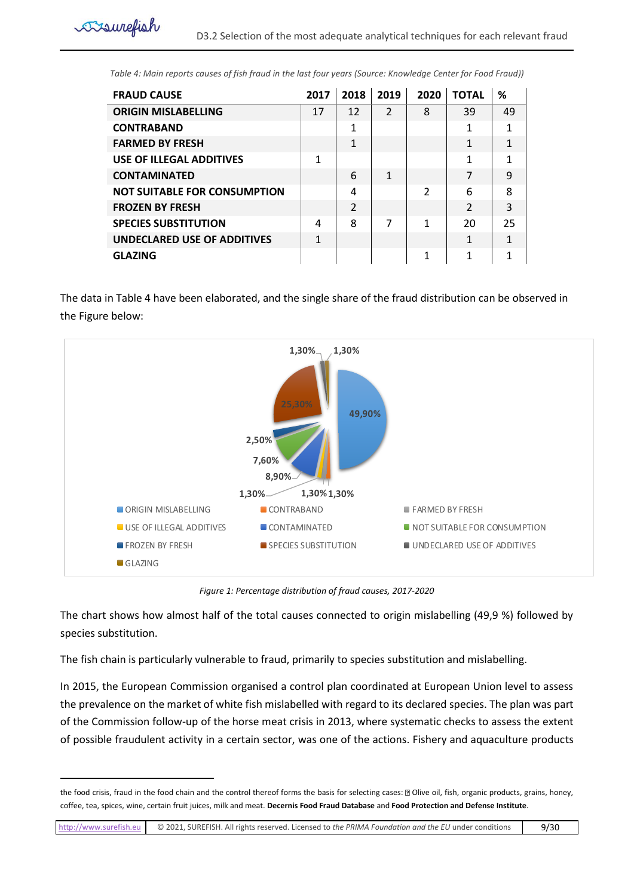*Table 4: Main reports causes of fish fraud in the last four years (Source: Knowledge Center for Food Fraud))*

| FRAUD CAUSE | 2017 | 2018 | 2019 | 2020 | TOTAL | % |
|---|---|---|---|---|---|---|
| ORIGIN MISLABELLING | 17 | 12 | 2 | 8 | 39 | 49 |
| CONTRABAND | | 1 | | | 1 | 1 |
| FARMED BY FRESH | | 1 | | | 1 | 1 |
| USE OF ILLEGAL ADDITIVES | 1 | | | | 1 | 1 |
| CONTAMINATED | | 6 | 1 | | 7 | 9 |
| NOT SUITABLE FOR CONSUMPTION | | 4 | | 2 | 6 | 8 |
| FROZEN BY FRESH | | 2 | | | 2 | 3 |
| SPECIES SUBSTITUTION | 4 | 8 | 7 | 1 | 20 | 25 |
| UNDECLARED USE OF ADDITIVES | 1 | | | | 1 | 1 |
| GLAZING | | | | 1 | 1 | 1 |

The data in Table 4 have been elaborated, and the single share of the fraud distribution can be observed in the Figure below:

1,30%
1,30%
25,30%
49,90%
2,50%
7,60%
8,90%
1,30%
1,30%
1,30%

ORIGIN MISLABELLING
CONTRABAND
FARMED BY FRESH
USE OF ILLEGAL ADDITIVES
CONTAMINATED
NOT SUITABLE FOR CONSUMPTION
FROZEN BY FRESH
SPECIES SUBSTITUTION
UNDECLARED USE OF ADDITIVES
GLAZING

*Figure 1: Percentage distribution of fraud causes, 2017-2020*

The chart shows how almost half of the total causes connected to origin mislabelling (49,9 %) followed by species substitution.

The fish chain is particularly vulnerable to fraud, primarily to species substitution and mislabelling.

In 2015, the European Commission organised a control plan coordinated at European Union level to assess the prevalence on the market of white fish mislabelled with regard to its declared species. The plan was part of the Commission follow-up of the horse meat crisis in 2013, where systematic checks to assess the extent of possible fraudulent activity in a certain sector, was one of the actions. Fishery and aquaculture products

---

the food crisis, fraud in the food chain and the control thereof forms the basis for selecting cases: Olive oil, fish, organic products, grains, honey, coffee, tea, spices, wine, certain fruit juices, milk and meat. **Decernis Food Fraud Database** and **Food Protection and Defense Institute**.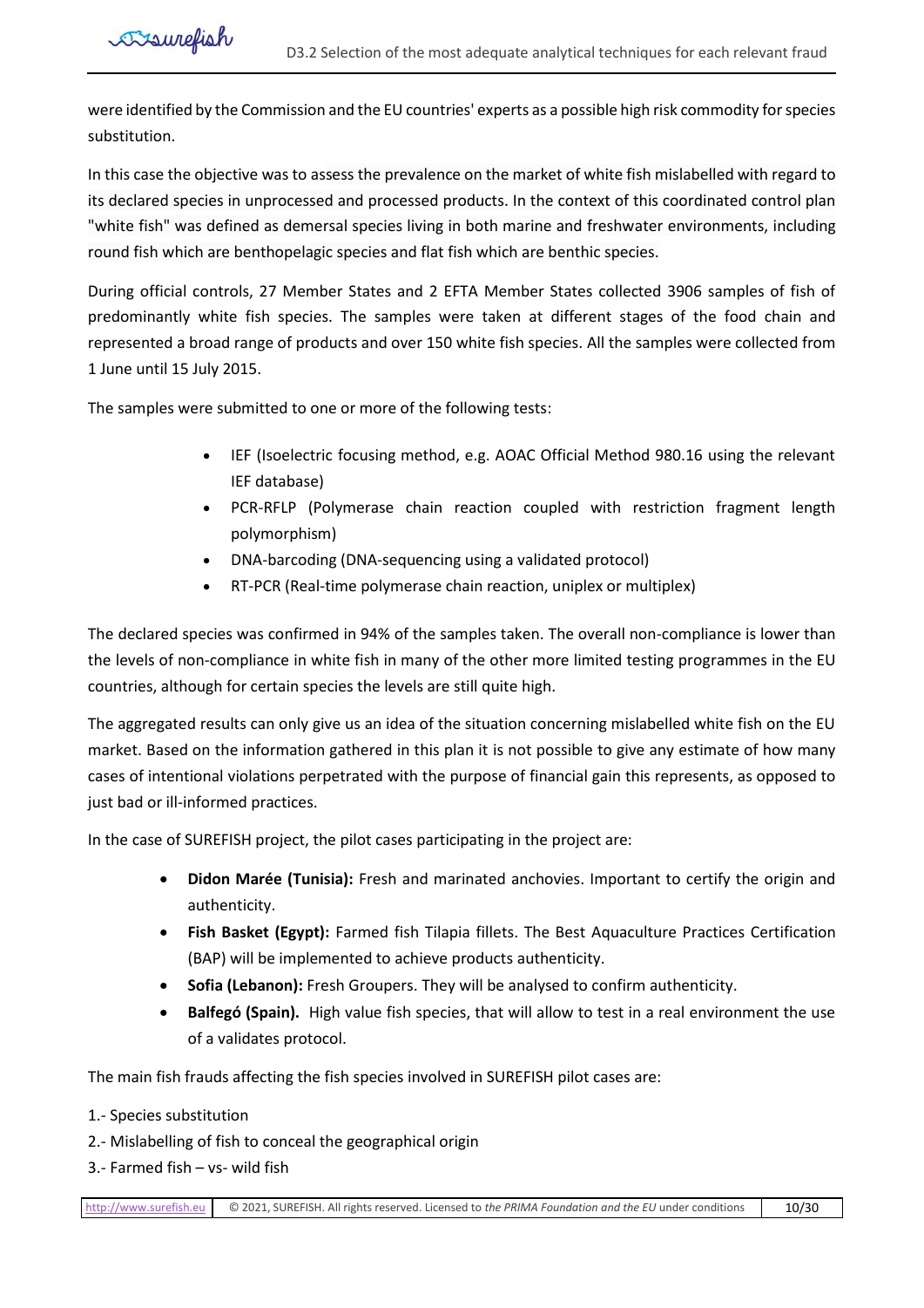were identified by the Commission and the EU countries' experts as a possible high risk commodity for species substitution.

In this case the objective was to assess the prevalence on the market of white fish mislabelled with regard to its declared species in unprocessed and processed products. In the context of this coordinated control plan "white fish" was defined as demersal species living in both marine and freshwater environments, including round fish which are benthopelagic species and flat fish which are benthic species.

During official controls, 27 Member States and 2 EFTA Member States collected 3906 samples of fish of predominantly white fish species. The samples were taken at different stages of the food chain and represented a broad range of products and over 150 white fish species. All the samples were collected from 1 June until 15 July 2015.

The samples were submitted to one or more of the following tests:

- IEF (Isoelectric focusing method, e.g. AOAC Official Method 980.16 using the relevant IEF database)
- PCR-RFLP (Polymerase chain reaction coupled with restriction fragment length polymorphism)
- DNA-barcoding (DNA-sequencing using a validated protocol)
- RT-PCR (Real-time polymerase chain reaction, uniplex or multiplex)

The declared species was confirmed in 94% of the samples taken. The overall non-compliance is lower than the levels of non-compliance in white fish in many of the other more limited testing programmes in the EU countries, although for certain species the levels are still quite high.

The aggregated results can only give us an idea of the situation concerning mislabelled white fish on the EU market. Based on the information gathered in this plan it is not possible to give any estimate of how many cases of intentional violations perpetrated with the purpose of financial gain this represents, as opposed to just bad or ill-informed practices.

In the case of SUREFISH project, the pilot cases participating in the project are:

- **Didon Marée (Tunisia):** Fresh and marinated anchovies. Important to certify the origin and authenticity.
- **Fish Basket (Egypt):** Farmed fish Tilapia fillets. The Best Aquaculture Practices Certification (BAP) will be implemented to achieve products authenticity.
- **Sofia (Lebanon):** Fresh Groupers. They will be analysed to confirm authenticity.
- **Balfegó (Spain).** High value fish species, that will allow to test in a real environment the use of a validates protocol.

The main fish frauds affecting the fish species involved in SUREFISH pilot cases are:

1.- Species substitution

2.- Mislabelling of fish to conceal the geographical origin

3.- Farmed fish – vs- wild fish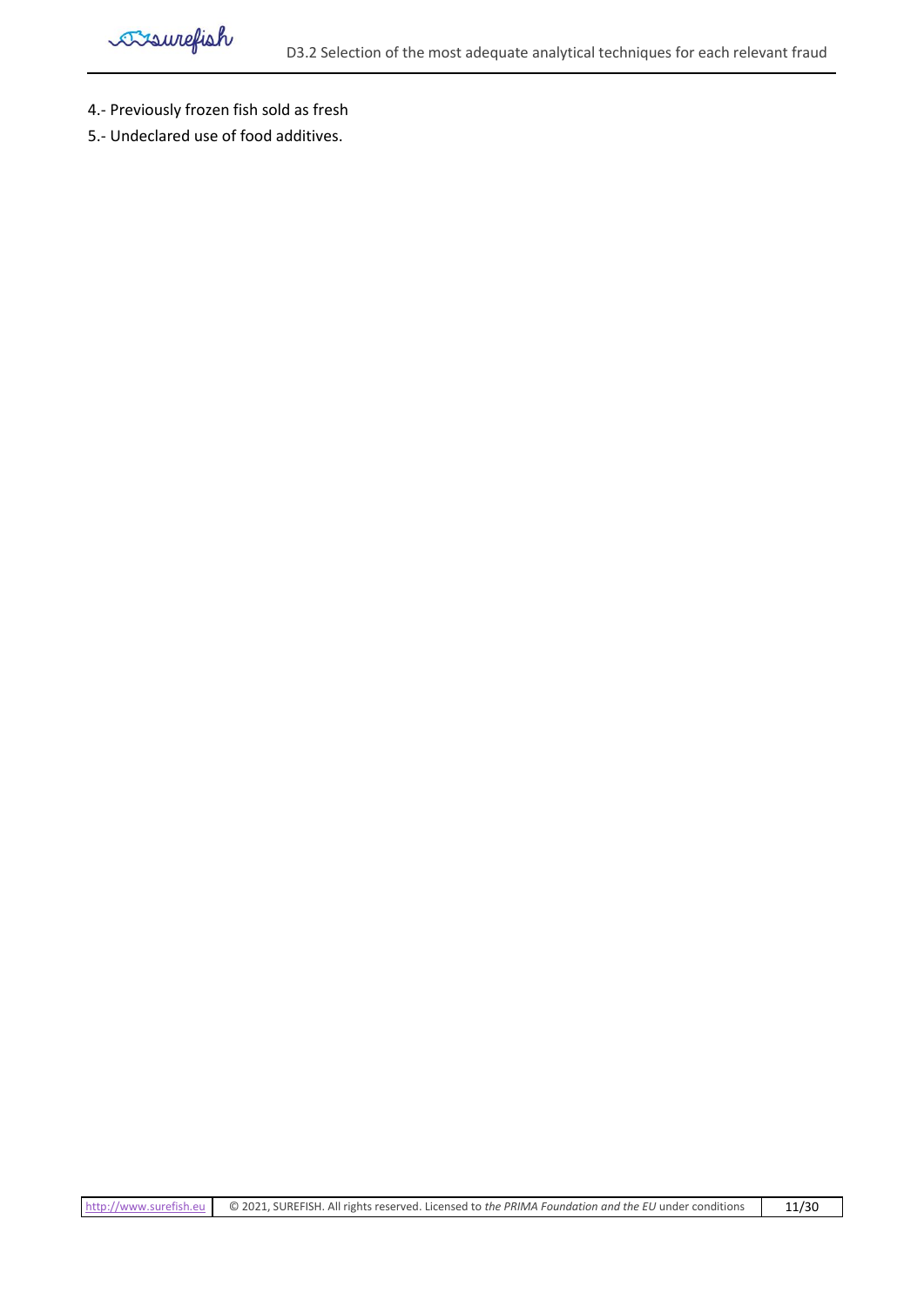4.- Previously frozen fish sold as fresh

5.- Undeclared use of food additives.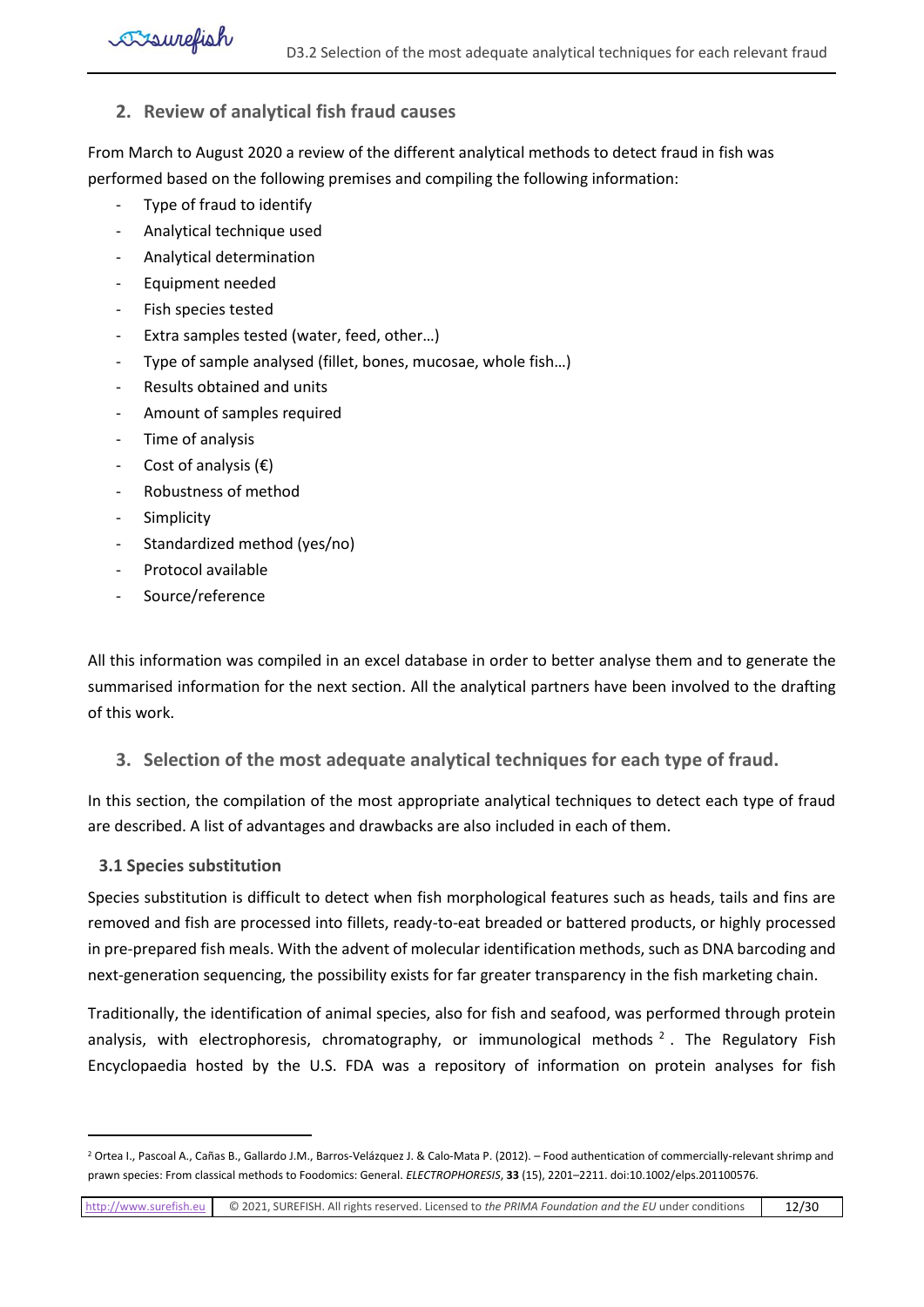## 2. Review of analytical fish fraud causes

From March to August 2020 a review of the different analytical methods to detect fraud in fish was performed based on the following premises and compiling the following information:

- Type of fraud to identify
- Analytical technique used
- Analytical determination
- Equipment needed
- Fish species tested
- Extra samples tested (water, feed, other…)
- Type of sample analysed (fillet, bones, mucosae, whole fish…)
- Results obtained and units
- Amount of samples required
- Time of analysis
- Cost of analysis (€)
- Robustness of method
- Simplicity
- Standardized method (yes/no)
- Protocol available
- Source/reference

All this information was compiled in an excel database in order to better analyse them and to generate the summarised information for the next section. All the analytical partners have been involved to the drafting of this work.

## 3. Selection of the most adequate analytical techniques for each type of fraud.

In this section, the compilation of the most appropriate analytical techniques to detect each type of fraud are described. A list of advantages and drawbacks are also included in each of them.

### 3.1 Species substitution

Species substitution is difficult to detect when fish morphological features such as heads, tails and fins are removed and fish are processed into fillets, ready-to-eat breaded or battered products, or highly processed in pre-prepared fish meals. With the advent of molecular identification methods, such as DNA barcoding and next-generation sequencing, the possibility exists for far greater transparency in the fish marketing chain.

Traditionally, the identification of animal species, also for fish and seafood, was performed through protein analysis, with electrophoresis, chromatography, or immunological methods [2]. The Regulatory Fish Encyclopaedia hosted by the U.S. FDA was a repository of information on protein analyses for fish

[2] Ortea I., Pascoal A., Cañas B., Gallardo J.M., Barros-Velázquez J. & Calo-Mata P. (2012). – Food authentication of commercially-relevant shrimp and prawn species: From classical methods to Foodomics: General. *ELECTROPHORESIS*, **33** (15), 2201–2211. doi:10.1002/elps.201100576.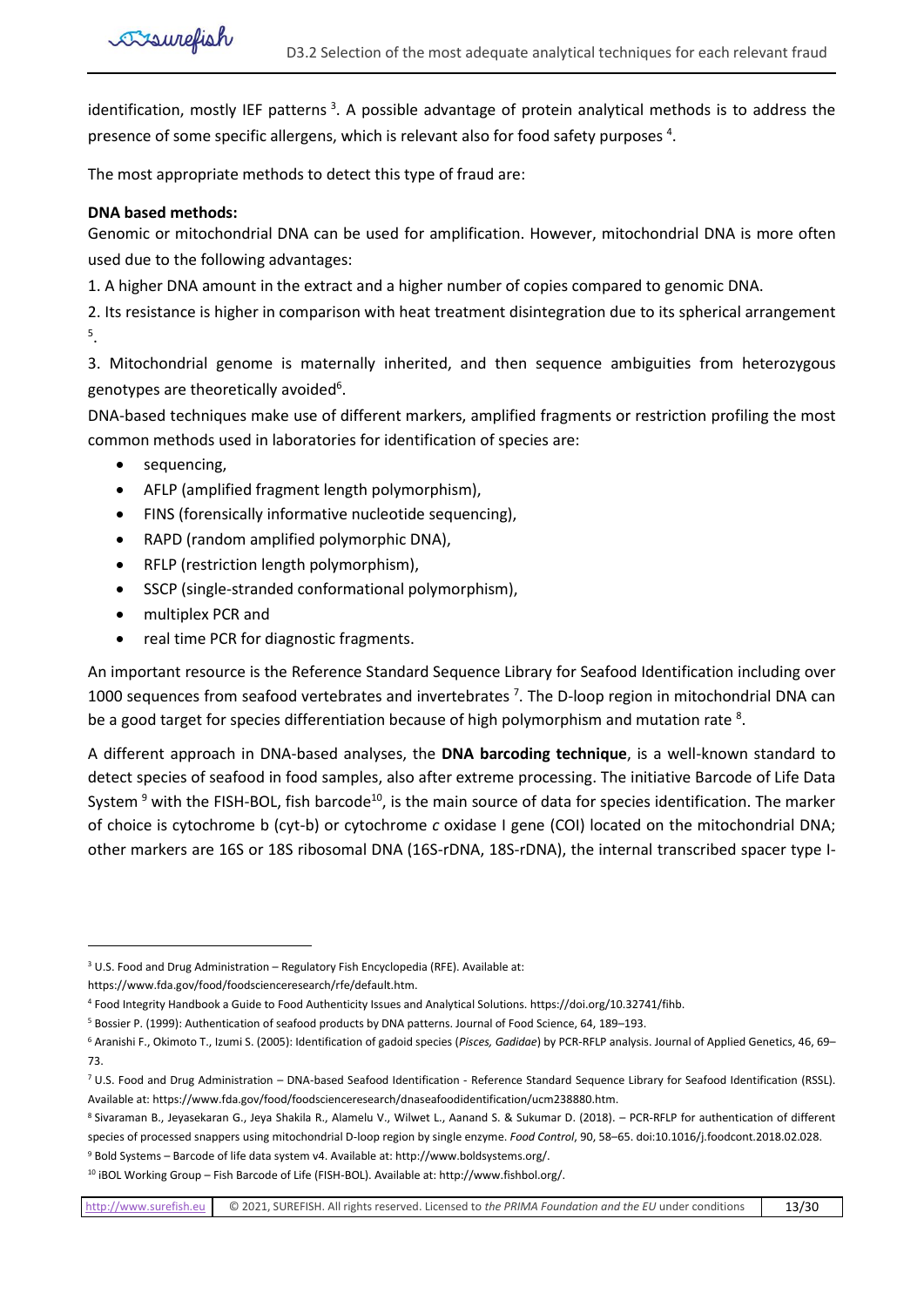identification, mostly IEF patterns [3]. A possible advantage of protein analytical methods is to address the presence of some specific allergens, which is relevant also for food safety purposes [4].

The most appropriate methods to detect this type of fraud are:

**DNA based methods:**

Genomic or mitochondrial DNA can be used for amplification. However, mitochondrial DNA is more often used due to the following advantages:

1. A higher DNA amount in the extract and a higher number of copies compared to genomic DNA.

2. Its resistance is higher in comparison with heat treatment disintegration due to its spherical arrangement [5].

3. Mitochondrial genome is maternally inherited, and then sequence ambiguities from heterozygous genotypes are theoretically avoided[6].

DNA-based techniques make use of different markers, amplified fragments or restriction profiling the most common methods used in laboratories for identification of species are:

- sequencing,
- AFLP (amplified fragment length polymorphism),
- FINS (forensically informative nucleotide sequencing),
- RAPD (random amplified polymorphic DNA),
- RFLP (restriction length polymorphism),
- SSCP (single-stranded conformational polymorphism),
- multiplex PCR and
- real time PCR for diagnostic fragments.

An important resource is the Reference Standard Sequence Library for Seafood Identification including over 1000 sequences from seafood vertebrates and invertebrates [7]. The D-loop region in mitochondrial DNA can be a good target for species differentiation because of high polymorphism and mutation rate [8].

A different approach in DNA-based analyses, the **DNA barcoding technique**, is a well-known standard to detect species of seafood in food samples, also after extreme processing. The initiative Barcode of Life Data System [9] with the FISH-BOL, fish barcode[10], is the main source of data for species identification. The marker of choice is cytochrome b (cyt-b) or cytochrome *c* oxidase I gene (COI) located on the mitochondrial DNA; other markers are 16S or 18S ribosomal DNA (16S-rDNA, 18S-rDNA), the internal transcribed spacer type I-

---

[3] U.S. Food and Drug Administration – Regulatory Fish Encyclopedia (RFE). Available at: https://www.fda.gov/food/foodscienceresearch/rfe/default.htm.

[4] Food Integrity Handbook a Guide to Food Authenticity Issues and Analytical Solutions. https://doi.org/10.32741/fihb.

[5] Bossier P. (1999): Authentication of seafood products by DNA patterns. Journal of Food Science, 64, 189–193.

[6] Aranishi F., Okimoto T., Izumi S. (2005): Identification of gadoid species (*Pisces, Gadidae*) by PCR-RFLP analysis. Journal of Applied Genetics, 46, 69–73.

[7] U.S. Food and Drug Administration – DNA-based Seafood Identification - Reference Standard Sequence Library for Seafood Identification (RSSL). Available at: https://www.fda.gov/food/foodscienceresearch/dnaseafoodidentification/ucm238880.htm.

[8] Sivaraman B., Jeyasekaran G., Jeya Shakila R., Alamelu V., Wilwet L., Aanand S. & Sukumar D. (2018). – PCR-RFLP for authentication of different species of processed snappers using mitochondrial D-loop region by single enzyme. *Food Control*, 90, 58–65. doi:10.1016/j.foodcont.2018.02.028.

[9] Bold Systems – Barcode of life data system v4. Available at: http://www.boldsystems.org/.

[10] iBOL Working Group – Fish Barcode of Life (FISH-BOL). Available at: http://www.fishbol.org/.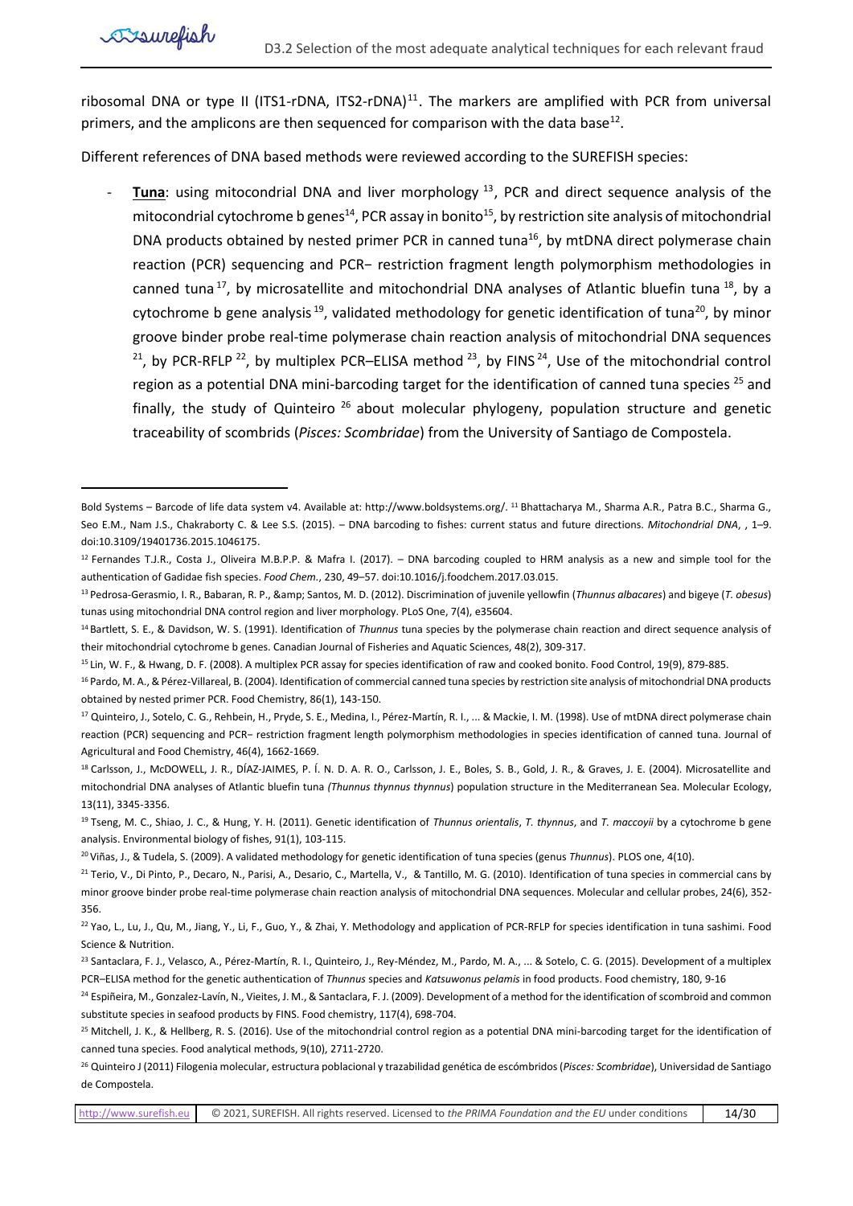ribosomal DNA or type II (ITS1-rDNA, ITS2-rDNA)[11]. The markers are amplified with PCR from universal primers, and the amplicons are then sequenced for comparison with the data base[12].

Different references of DNA based methods were reviewed according to the SUREFISH species:

- **Tuna**: using mitochondrial DNA and liver morphology [13], PCR and direct sequence analysis of the mitochondrial cytochrome b genes[14], PCR assay in bonito[15], by restriction site analysis of mitochondrial DNA products obtained by nested primer PCR in canned tuna[16], by mtDNA direct polymerase chain reaction (PCR) sequencing and PCR− restriction fragment length polymorphism methodologies in canned tuna [17], by microsatellite and mitochondrial DNA analyses of Atlantic bluefin tuna [18], by a cytochrome b gene analysis [19], validated methodology for genetic identification of tuna[20], by minor groove binder probe real-time polymerase chain reaction analysis of mitochondrial DNA sequences [21], by PCR-RFLP [22], by multiplex PCR–ELISA method [23], by FINS [24], Use of the mitochondrial control region as a potential DNA mini-barcoding target for the identification of canned tuna species [25] and finally, the study of Quinteiro [26] about molecular phylogeny, population structure and genetic traceability of scombrids (*Pisces: Scombridae*) from the University of Santiago de Compostela.

---

Bold Systems – Barcode of life data system v4. Available at: http://www.boldsystems.org/. [11] Bhattacharya M., Sharma A.R., Patra B.C., Sharma G., Seo E.M., Nam J.S., Chakraborty C. & Lee S.S. (2015). – DNA barcoding to fishes: current status and future directions. *Mitochondrial DNA*, , 1–9. doi:10.3109/19401736.2015.1046175.

[12] Fernandes T.J.R., Costa J., Oliveira M.B.P.P. & Mafra I. (2017). – DNA barcoding coupled to HRM analysis as a new and simple tool for the authentication of Gadidae fish species. *Food Chem*., 230, 49–57. doi:10.1016/j.foodchem.2017.03.015.

[13] Pedrosa-Gerasmio, I. R., Babaran, R. P., &amp; Santos, M. D. (2012). Discrimination of juvenile yellowfin (*Thunnus albacares*) and bigeye (*T. obesus*) tunas using mitochondrial DNA control region and liver morphology. PLoS One, 7(4), e35604.

[14] Bartlett, S. E., & Davidson, W. S. (1991). Identification of *Thunnus* tuna species by the polymerase chain reaction and direct sequence analysis of their mitochondrial cytochrome b genes. Canadian Journal of Fisheries and Aquatic Sciences, 48(2), 309-317.

[15] Lin, W. F., & Hwang, D. F. (2008). A multiplex PCR assay for species identification of raw and cooked bonito. Food Control, 19(9), 879-885.

[16] Pardo, M. A., & Pérez-Villareal, B. (2004). Identification of commercial canned tuna species by restriction site analysis of mitochondrial DNA products obtained by nested primer PCR. Food Chemistry, 86(1), 143-150.

[17] Quinteiro, J., Sotelo, C. G., Rehbein, H., Pryde, S. E., Medina, I., Pérez-Martín, R. I., ... & Mackie, I. M. (1998). Use of mtDNA direct polymerase chain reaction (PCR) sequencing and PCR− restriction fragment length polymorphism methodologies in species identification of canned tuna. Journal of Agricultural and Food Chemistry, 46(4), 1662-1669.

[18] Carlsson, J., McDOWELL, J. R., DÍAZ-JAIMES, P. Í. N. D. A. R. O., Carlsson, J. E., Boles, S. B., Gold, J. R., & Graves, J. E. (2004). Microsatellite and mitochondrial DNA analyses of Atlantic bluefin tuna *(Thunnus thynnus thynnus*) population structure in the Mediterranean Sea. Molecular Ecology, 13(11), 3345-3356.

[19] Tseng, M. C., Shiao, J. C., & Hung, Y. H. (2011). Genetic identification of *Thunnus orientalis*, *T. thynnus*, and *T. maccoyii* by a cytochrome b gene analysis. Environmental biology of fishes, 91(1), 103-115.

[20] Viñas, J., & Tudela, S. (2009). A validated methodology for genetic identification of tuna species (genus *Thunnus*). PLOS one, 4(10).

[21] Terio, V., Di Pinto, P., Decaro, N., Parisi, A., Desario, C., Martella, V., & Tantillo, M. G. (2010). Identification of tuna species in commercial cans by minor groove binder probe real-time polymerase chain reaction analysis of mitochondrial DNA sequences. Molecular and cellular probes, 24(6), 352-356.

[22] Yao, L., Lu, J., Qu, M., Jiang, Y., Li, F., Guo, Y., & Zhai, Y. Methodology and application of PCR-RFLP for species identification in tuna sashimi. Food Science & Nutrition.

[23] Santaclara, F. J., Velasco, A., Pérez-Martín, R. I., Quinteiro, J., Rey-Méndez, M., Pardo, M. A., ... & Sotelo, C. G. (2015). Development of a multiplex PCR–ELISA method for the genetic authentication of *Thunnus* species and *Katsuwonus pelamis* in food products. Food chemistry, 180, 9-16

[24] Espiñeira, M., Gonzalez-Lavín, N., Vieites, J. M., & Santaclara, F. J. (2009). Development of a method for the identification of scombroid and common substitute species in seafood products by FINS. Food chemistry, 117(4), 698-704.

[25] Mitchell, J. K., & Hellberg, R. S. (2016). Use of the mitochondrial control region as a potential DNA mini-barcoding target for the identification of canned tuna species. Food analytical methods, 9(10), 2711-2720.

[26] Quinteiro J (2011) Filogenia molecular, estructura poblacional y trazabilidad genética de escómbridos (*Pisces: Scombridae*), Universidad de Santiago de Compostela.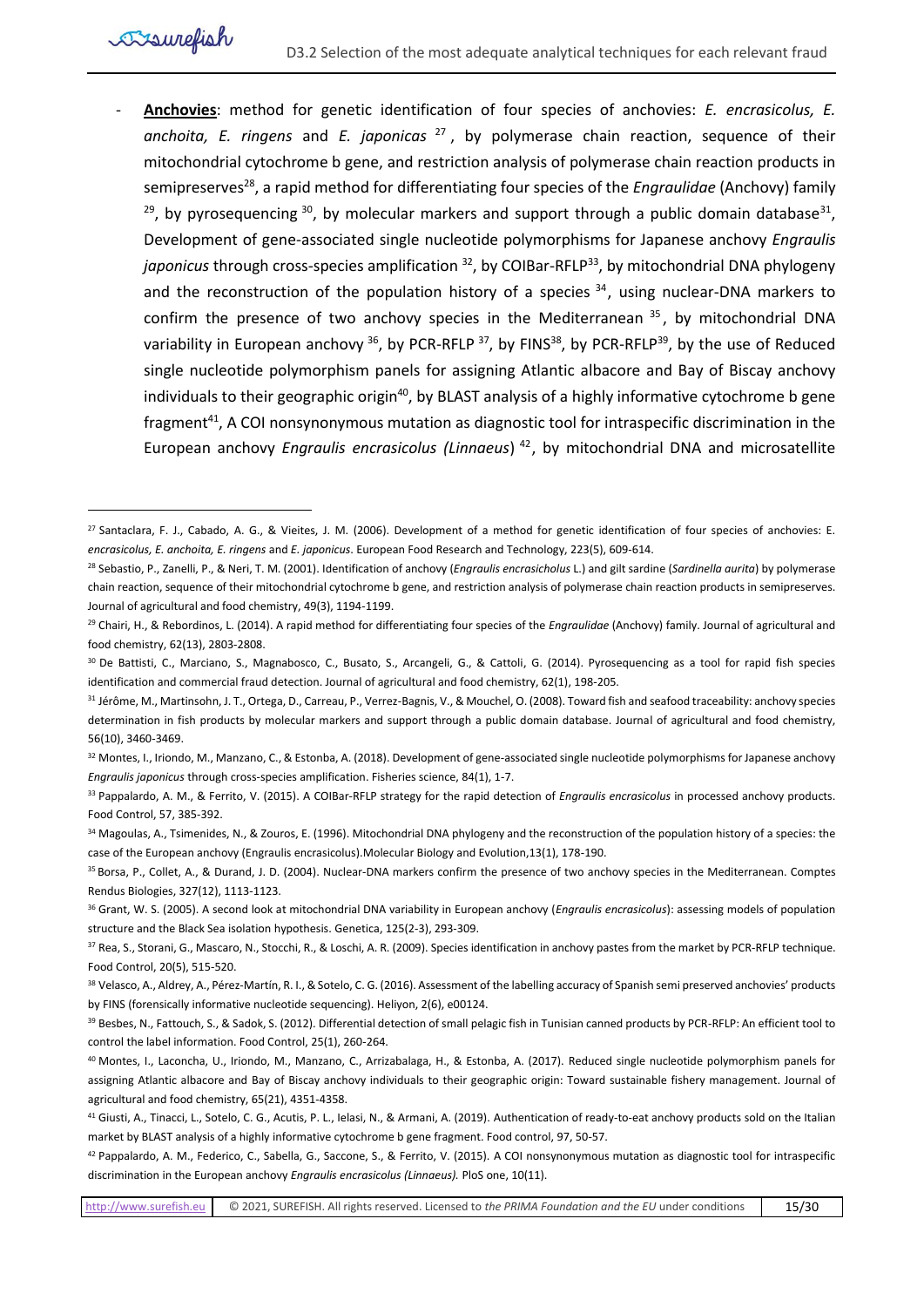- **Anchovies**: method for genetic identification of four species of anchovies: *E. encrasicolus, E. anchoita, E. ringens* and *E. japonicas* [27], by polymerase chain reaction, sequence of their mitochondrial cytochrome b gene, and restriction analysis of polymerase chain reaction products in semipreserves[28], a rapid method for differentiating four species of the *Engraulidae* (Anchovy) family [29], by pyrosequencing [30], by molecular markers and support through a public domain database[31], Development of gene-associated single nucleotide polymorphisms for Japanese anchovy *Engraulis japonicus* through cross-species amplification [32], by COIBar-RFLP[33], by mitochondrial DNA phylogeny and the reconstruction of the population history of a species [34], using nuclear-DNA markers to confirm the presence of two anchovy species in the Mediterranean [35], by mitochondrial DNA variability in European anchovy [36], by PCR-RFLP [37], by FINS[38], by PCR-RFLP[39], by the use of Reduced single nucleotide polymorphism panels for assigning Atlantic albacore and Bay of Biscay anchovy individuals to their geographic origin[40], by BLAST analysis of a highly informative cytochrome b gene fragment[41], A COI nonsynonymous mutation as diagnostic tool for intraspecific discrimination in the European anchovy *Engraulis encrasicolus (Linnaeus)* [42], by mitochondrial DNA and microsatellite

---

[27] Santaclara, F. J., Cabado, A. G., & Vieites, J. M. (2006). Development of a method for genetic identification of four species of anchovies: E. *encrasicolus, E. anchoita, E. ringens* and *E. japonicus*. European Food Research and Technology, 223(5), 609-614.

[28] Sebastio, P., Zanelli, P., & Neri, T. M. (2001). Identification of anchovy (*Engraulis encrasicholus* L.) and gilt sardine (*Sardinella aurita*) by polymerase chain reaction, sequence of their mitochondrial cytochrome b gene, and restriction analysis of polymerase chain reaction products in semipreserves. Journal of agricultural and food chemistry, 49(3), 1194-1199.

[29] Chairi, H., & Rebordinos, L. (2014). A rapid method for differentiating four species of the *Engraulidae* (Anchovy) family. Journal of agricultural and food chemistry, 62(13), 2803-2808.

[30] De Battisti, C., Marciano, S., Magnabosco, C., Busato, S., Arcangeli, G., & Cattoli, G. (2014). Pyrosequencing as a tool for rapid fish species identification and commercial fraud detection. Journal of agricultural and food chemistry, 62(1), 198-205.

[31] Jérôme, M., Martinsohn, J. T., Ortega, D., Carreau, P., Verrez-Bagnis, V., & Mouchel, O. (2008). Toward fish and seafood traceability: anchovy species determination in fish products by molecular markers and support through a public domain database. Journal of agricultural and food chemistry, 56(10), 3460-3469.

[32] Montes, I., Iriondo, M., Manzano, C., & Estonba, A. (2018). Development of gene-associated single nucleotide polymorphisms for Japanese anchovy *Engraulis japonicus* through cross-species amplification. Fisheries science, 84(1), 1-7.

[33] Pappalardo, A. M., & Ferrito, V. (2015). A COIBar-RFLP strategy for the rapid detection of *Engraulis encrasicolus* in processed anchovy products. Food Control, 57, 385-392.

[34] Magoulas, A., Tsimenides, N., & Zouros, E. (1996). Mitochondrial DNA phylogeny and the reconstruction of the population history of a species: the case of the European anchovy (Engraulis encrasicolus).Molecular Biology and Evolution,13(1), 178-190.

[35] Borsa, P., Collet, A., & Durand, J. D. (2004). Nuclear-DNA markers confirm the presence of two anchovy species in the Mediterranean. Comptes Rendus Biologies, 327(12), 1113-1123.

[36] Grant, W. S. (2005). A second look at mitochondrial DNA variability in European anchovy (*Engraulis encrasicolus*): assessing models of population structure and the Black Sea isolation hypothesis. Genetica, 125(2-3), 293-309.

[37] Rea, S., Storani, G., Mascaro, N., Stocchi, R., & Loschi, A. R. (2009). Species identification in anchovy pastes from the market by PCR-RFLP technique. Food Control, 20(5), 515-520.

[38] Velasco, A., Aldrey, A., Pérez-Martín, R. I., & Sotelo, C. G. (2016). Assessment of the labelling accuracy of Spanish semi preserved anchovies' products by FINS (forensically informative nucleotide sequencing). Heliyon, 2(6), e00124.

[39] Besbes, N., Fattouch, S., & Sadok, S. (2012). Differential detection of small pelagic fish in Tunisian canned products by PCR-RFLP: An efficient tool to control the label information. Food Control, 25(1), 260-264.

[40] Montes, I., Laconcha, U., Iriondo, M., Manzano, C., Arrizabalaga, H., & Estonba, A. (2017). Reduced single nucleotide polymorphism panels for assigning Atlantic albacore and Bay of Biscay anchovy individuals to their geographic origin: Toward sustainable fishery management. Journal of agricultural and food chemistry, 65(21), 4351-4358.

[41] Giusti, A., Tinacci, L., Sotelo, C. G., Acutis, P. L., Ielasi, N., & Armani, A. (2019). Authentication of ready-to-eat anchovy products sold on the Italian market by BLAST analysis of a highly informative cytochrome b gene fragment. Food control, 97, 50-57.

[42] Pappalardo, A. M., Federico, C., Sabella, G., Saccone, S., & Ferrito, V. (2015). A COI nonsynonymous mutation as diagnostic tool for intraspecific discrimination in the European anchovy *Engraulis encrasicolus (Linnaeus).* PloS one, 10(11).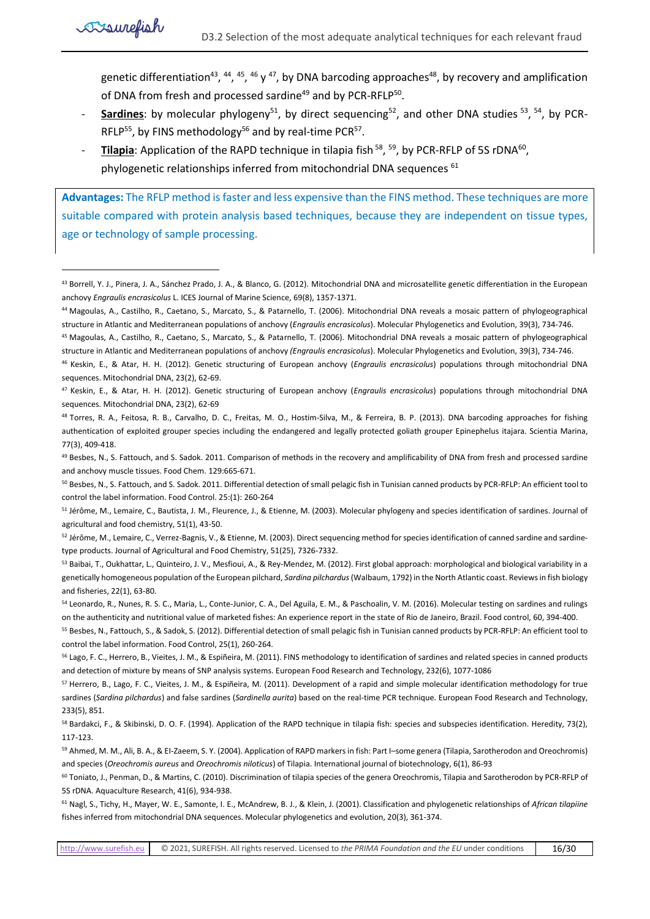genetic differentiation[43], [44], [45], [46] y [47], by DNA barcoding approaches[48], by recovery and amplification of DNA from fresh and processed sardine[49] and by PCR-RFLP[50].

- **Sardines**: by molecular phylogeny[51], by direct sequencing[52], and other DNA studies [53], [54], by PCR-RFLP[55], by FINS methodology[56] and by real-time PCR[57].
- **Tilapia**: Application of the RAPD technique in tilapia fish [58], [59], by PCR-RFLP of 5S rDNA[60], phylogenetic relationships inferred from mitochondrial DNA sequences [61]

**Advantages:** The RFLP method is faster and less expensive than the FINS method. These techniques are more suitable compared with protein analysis based techniques, because they are independent on tissue types, age or technology of sample processing.

---

[43] Borrell, Y. J., Pinera, J. A., Sánchez Prado, J. A., & Blanco, G. (2012). Mitochondrial DNA and microsatellite genetic differentiation in the European anchovy *Engraulis encrasicolus* L. ICES Journal of Marine Science, 69(8), 1357-1371.

[44] Magoulas, A., Castilho, R., Caetano, S., Marcato, S., & Patarnello, T. (2006). Mitochondrial DNA reveals a mosaic pattern of phylogeographical structure in Atlantic and Mediterranean populations of anchovy (*Engraulis encrasicolus*). Molecular Phylogenetics and Evolution, 39(3), 734-746.

[45] Magoulas, A., Castilho, R., Caetano, S., Marcato, S., & Patarnello, T. (2006). Mitochondrial DNA reveals a mosaic pattern of phylogeographical structure in Atlantic and Mediterranean populations of anchovy *(Engraulis encrasicolus*). Molecular Phylogenetics and Evolution, 39(3), 734-746.

[46] Keskin, E., & Atar, H. H. (2012). Genetic structuring of European anchovy (*Engraulis encrasicolus*) populations through mitochondrial DNA sequences. Mitochondrial DNA, 23(2), 62-69.

[47] Keskin, E., & Atar, H. H. (2012). Genetic structuring of European anchovy (*Engraulis encrasicolus*) populations through mitochondrial DNA sequences. Mitochondrial DNA, 23(2), 62-69

[48] Torres, R. A., Feitosa, R. B., Carvalho, D. C., Freitas, M. O., Hostim-Silva, M., & Ferreira, B. P. (2013). DNA barcoding approaches for fishing authentication of exploited grouper species including the endangered and legally protected goliath grouper Epinephelus itajara. Scientia Marina, 77(3), 409-418.

[49] Besbes, N., S. Fattouch, and S. Sadok. 2011. Comparison of methods in the recovery and amplificability of DNA from fresh and processed sardine and anchovy muscle tissues. Food Chem. 129:665-671.

[50] Besbes, N., S. Fattouch, and S. Sadok. 2011. Differential detection of small pelagic fish in Tunisian canned products by PCR-RFLP: An efficient tool to control the label information. Food Control. 25:(1): 260-264

[51] Jérôme, M., Lemaire, C., Bautista, J. M., Fleurence, J., & Etienne, M. (2003). Molecular phylogeny and species identification of sardines. Journal of agricultural and food chemistry, 51(1), 43-50.

[52] Jérôme, M., Lemaire, C., Verrez-Bagnis, V., & Etienne, M. (2003). Direct sequencing method for species identification of canned sardine and sardine-type products. Journal of Agricultural and Food Chemistry, 51(25), 7326-7332.

[53] Baibai, T., Oukhattar, L., Quinteiro, J. V., Mesfioui, A., & Rey-Mendez, M. (2012). First global approach: morphological and biological variability in a genetically homogeneous population of the European pilchard, *Sardina pilchardus* (Walbaum, 1792) in the North Atlantic coast. Reviews in fish biology and fisheries, 22(1), 63-80.

[54] Leonardo, R., Nunes, R. S. C., Maria, L., Conte-Junior, C. A., Del Aguila, E. M., & Paschoalin, V. M. (2016). Molecular testing on sardines and rulings on the authenticity and nutritional value of marketed fishes: An experience report in the state of Rio de Janeiro, Brazil. Food control, 60, 394-400.

[55] Besbes, N., Fattouch, S., & Sadok, S. (2012). Differential detection of small pelagic fish in Tunisian canned products by PCR-RFLP: An efficient tool to control the label information. Food Control, 25(1), 260-264.

[56] Lago, F. C., Herrero, B., Vieites, J. M., & Espiñeira, M. (2011). FINS methodology to identification of sardines and related species in canned products and detection of mixture by means of SNP analysis systems. European Food Research and Technology, 232(6), 1077-1086

[57] Herrero, B., Lago, F. C., Vieites, J. M., & Espiñeira, M. (2011). Development of a rapid and simple molecular identification methodology for true sardines (*Sardina pilchardus*) and false sardines (*Sardinella aurita*) based on the real-time PCR technique. European Food Research and Technology, 233(5), 851.

[58] Bardakci, F., & Skibinski, D. O. F. (1994). Application of the RAPD technique in tilapia fish: species and subspecies identification. Heredity, 73(2), 117-123.

[59] Ahmed, M. M., Ali, B. A., & El-Zaeem, S. Y. (2004). Application of RAPD markers in fish: Part I–some genera (Tilapia, Sarotherodon and Oreochromis) and species (*Oreochromis aureus* and *Oreochromis niloticus*) of Tilapia. International journal of biotechnology, 6(1), 86-93

[60] Toniato, J., Penman, D., & Martins, C. (2010). Discrimination of tilapia species of the genera Oreochromis, Tilapia and Sarotherodon by PCR-RFLP of 5S rDNA. Aquaculture Research, 41(6), 934-938.

[61] Nagl, S., Tichy, H., Mayer, W. E., Samonte, I. E., McAndrew, B. J., & Klein, J. (2001). Classification and phylogenetic relationships of *African tilapiine* fishes inferred from mitochondrial DNA sequences. Molecular phylogenetics and evolution, 20(3), 361-374.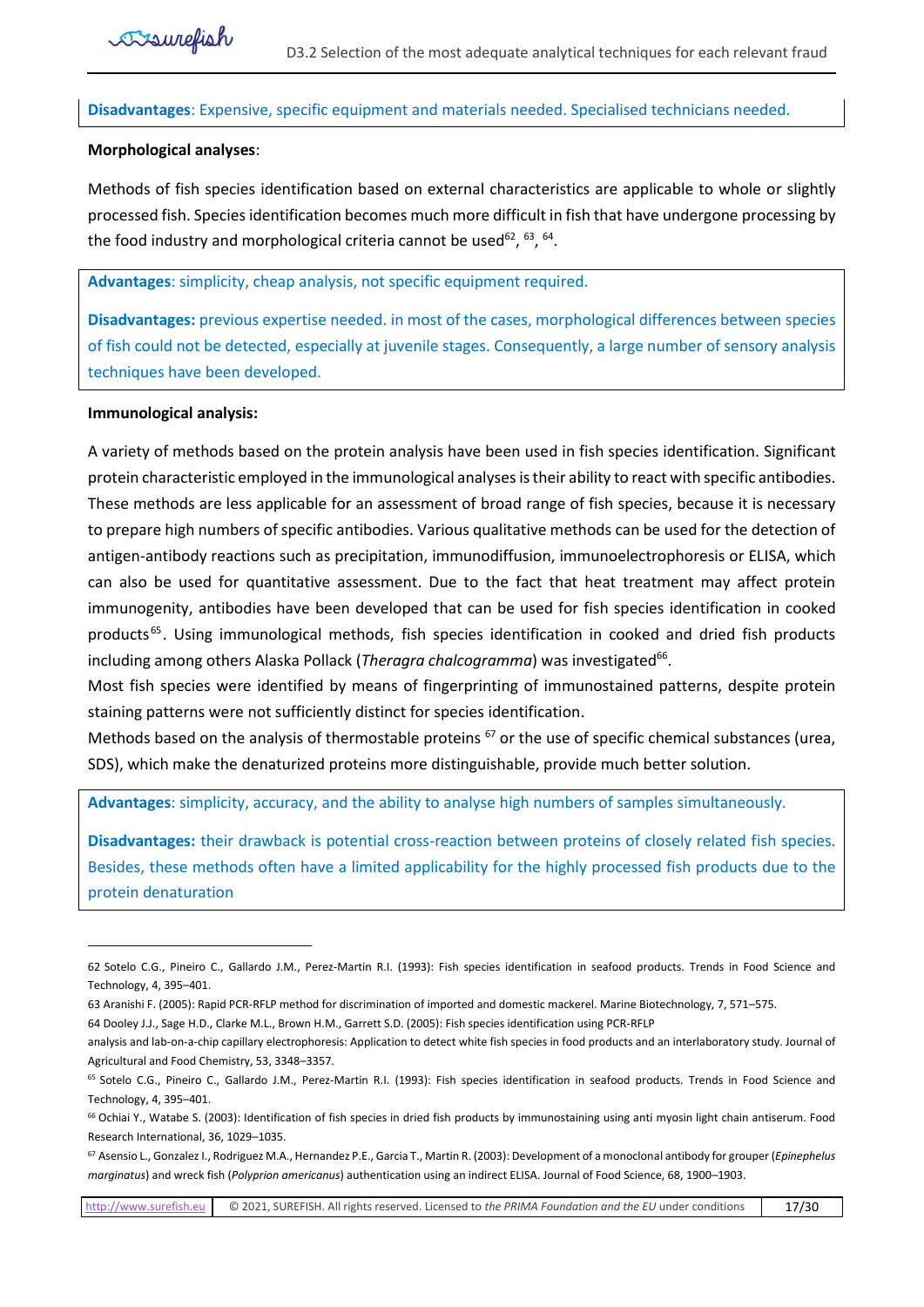**Disadvantages**: Expensive, specific equipment and materials needed. Specialised technicians needed.

**Morphological analyses**:

Methods of fish species identification based on external characteristics are applicable to whole or slightly processed fish. Species identification becomes much more difficult in fish that have undergone processing by the food industry and morphological criteria cannot be used[62], [63], [64].

**Advantages**: simplicity, cheap analysis, not specific equipment required.

**Disadvantages:** previous expertise needed. in most of the cases, morphological differences between species of fish could not be detected, especially at juvenile stages. Consequently, a large number of sensory analysis techniques have been developed.

**Immunological analysis:**

A variety of methods based on the protein analysis have been used in fish species identification. Significant protein characteristic employed in the immunological analyses is their ability to react with specific antibodies. These methods are less applicable for an assessment of broad range of fish species, because it is necessary to prepare high numbers of specific antibodies. Various qualitative methods can be used for the detection of antigen-antibody reactions such as precipitation, immunodiffusion, immunoelectrophoresis or ELISA, which can also be used for quantitative assessment. Due to the fact that heat treatment may affect protein immunogenity, antibodies have been developed that can be used for fish species identification in cooked products[65]. Using immunological methods, fish species identification in cooked and dried fish products including among others Alaska Pollack (*Theragra chalcogramma*) was investigated[66].

Most fish species were identified by means of fingerprinting of immunostained patterns, despite protein staining patterns were not sufficiently distinct for species identification.

Methods based on the analysis of thermostable proteins [67] or the use of specific chemical substances (urea, SDS), which make the denaturized proteins more distinguishable, provide much better solution.

**Advantages**: simplicity, accuracy, and the ability to analyse high numbers of samples simultaneously.

**Disadvantages:** their drawback is potential cross-reaction between proteins of closely related fish species. Besides, these methods often have a limited applicability for the highly processed fish products due to the protein denaturation

---

62 Sotelo C.G., Pineiro C., Gallardo J.M., Perez-Martin R.I. (1993): Fish species identification in seafood products. Trends in Food Science and Technology, 4, 395–401.

63 Aranishi F. (2005): Rapid PCR-RFLP method for discrimination of imported and domestic mackerel. Marine Biotechnology, 7, 571–575.

64 Dooley J.J., Sage H.D., Clarke M.L., Brown H.M., Garrett S.D. (2005): Fish species identification using PCR-RFLP analysis and lab-on-a-chip capillary electrophoresis: Application to detect white fish species in food products and an interlaboratory study. Journal of Agricultural and Food Chemistry, 53, 3348–3357.

65 Sotelo C.G., Pineiro C., Gallardo J.M., Perez-Martin R.I. (1993): Fish species identification in seafood products. Trends in Food Science and Technology, 4, 395–401.

66 Ochiai Y., Watabe S. (2003): Identification of fish species in dried fish products by immunostaining using anti myosin light chain antiserum. Food Research International, 36, 1029–1035.

67 Asensio L., Gonzalez I., Rodriguez M.A., Hernandez P.E., Garcia T., Martin R. (2003): Development of a monoclonal antibody for grouper (*Epinephelus marginatus*) and wreck fish (*Polyprion americanus*) authentication using an indirect ELISA. Journal of Food Science, 68, 1900–1903.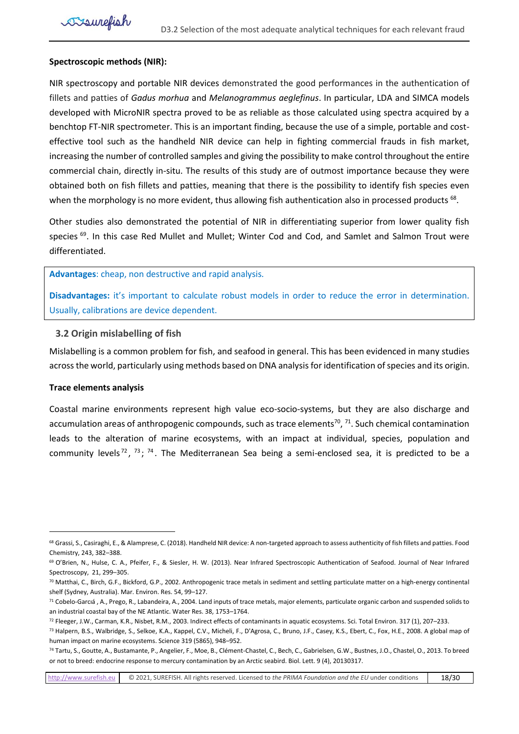**Spectroscopic methods (NIR):**

NIR spectroscopy and portable NIR devices demonstrated the good performances in the authentication of fillets and patties of *Gadus morhua* and *Melanogrammus aeglefinus*. In particular, LDA and SIMCA models developed with MicroNIR spectra proved to be as reliable as those calculated using spectra acquired by a benchtop FT-NIR spectrometer. This is an important finding, because the use of a simple, portable and cost-effective tool such as the handheld NIR device can help in fighting commercial frauds in fish market, increasing the number of controlled samples and giving the possibility to make control throughout the entire commercial chain, directly in-situ. The results of this study are of outmost importance because they were obtained both on fish fillets and patties, meaning that there is the possibility to identify fish species even when the morphology is no more evident, thus allowing fish authentication also in processed products [68].

Other studies also demonstrated the potential of NIR in differentiating superior from lower quality fish species [69]. In this case Red Mullet and Mullet; Winter Cod and Cod, and Samlet and Salmon Trout were differentiated.

> **Advantages**: cheap, non destructive and rapid analysis.
>
> **Disadvantages:** it's important to calculate robust models in order to reduce the error in determination. Usually, calibrations are device dependent.

## 3.2 Origin mislabelling of fish

Mislabelling is a common problem for fish, and seafood in general. This has been evidenced in many studies across the world, particularly using methods based on DNA analysis for identification of species and its origin.

**Trace elements analysis**

Coastal marine environments represent high value eco-socio-systems, but they are also discharge and accumulation areas of anthropogenic compounds, such as trace elements[70], [71]. Such chemical contamination leads to the alteration of marine ecosystems, with an impact at individual, species, population and community levels [72], [73]; [74]. The Mediterranean Sea being a semi-enclosed sea, it is predicted to be a

---

[68] Grassi, S., Casiraghi, E., & Alamprese, C. (2018). Handheld NIR device: A non-targeted approach to assess authenticity of fish fillets and patties. Food Chemistry, 243, 382–388.

[69] O'Brien, N., Hulse, C. A., Pfeifer, F., & Siesler, H. W. (2013). Near Infrared Spectroscopic Authentication of Seafood. Journal of Near Infrared Spectroscopy, 21, 299–305.

[70] Matthai, C., Birch, G.F., Bickford, G.P., 2002. Anthropogenic trace metals in sediment and settling particulate matter on a high-energy continental shelf (Sydney, Australia). Mar. Environ. Res. 54, 99–127.

[71] Cobelo-Garciá , A., Prego, R., Labandeira, A., 2004. Land inputs of trace metals, major elements, particulate organic carbon and suspended solids to an industrial coastal bay of the NE Atlantic. Water Res. 38, 1753–1764.

[72] Fleeger, J.W., Carman, K.R., Nisbet, R.M., 2003. Indirect effects of contaminants in aquatic ecosystems. Sci. Total Environ. 317 (1), 207–233.

[73] Halpern, B.S., Walbridge, S., Selkoe, K.A., Kappel, C.V., Micheli, F., D'Agrosa, C., Bruno, J.F., Casey, K.S., Ebert, C., Fox, H.E., 2008. A global map of human impact on marine ecosystems. Science 319 (5865), 948–952.

[74] Tartu, S., Goutte, A., Bustamante, P., Angelier, F., Moe, B., Clément-Chastel, C., Bech, C., Gabrielsen, G.W., Bustnes, J.O., Chastel, O., 2013. To breed or not to breed: endocrine response to mercury contamination by an Arctic seabird. Biol. Lett. 9 (4), 20130317.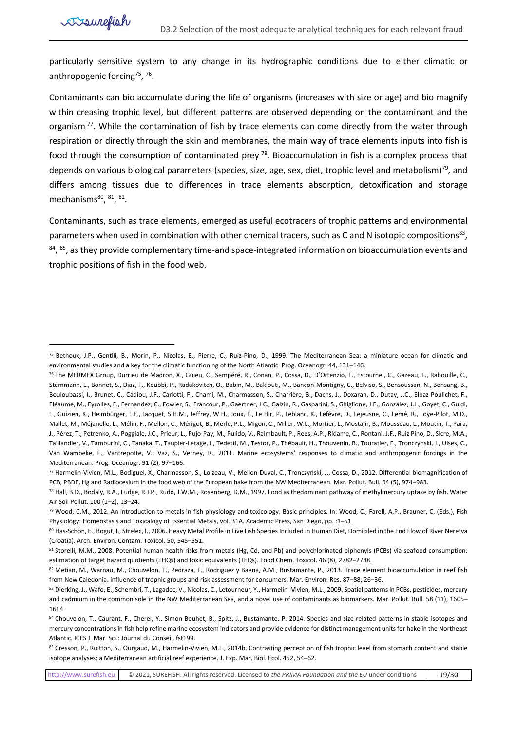particularly sensitive system to any change in its hydrographic conditions due to either climatic or anthropogenic forcing[75], [76].

Contaminants can bio accumulate during the life of organisms (increases with size or age) and bio magnify within creasing trophic level, but different patterns are observed depending on the contaminant and the organism [77]. While the contamination of fish by trace elements can come directly from the water through respiration or directly through the skin and membranes, the main way of trace elements inputs into fish is food through the consumption of contaminated prey [78]. Bioaccumulation in fish is a complex process that depends on various biological parameters (species, size, age, sex, diet, trophic level and metabolism)[79], and differs among tissues due to differences in trace elements absorption, detoxification and storage mechanisms[80], [81], [82].

Contaminants, such as trace elements, emerged as useful ecotracers of trophic patterns and environmental parameters when used in combination with other chemical tracers, such as C and N isotopic compositions[83], [84], [85], as they provide complementary time-and space-integrated information on bioaccumulation events and trophic positions of fish in the food web.

---

[75] Bethoux, J.P., Gentili, B., Morin, P., Nicolas, E., Pierre, C., Ruiz-Pino, D., 1999. The Mediterranean Sea: a miniature ocean for climatic and environmental studies and a key for the climatic functioning of the North Atlantic. Prog. Oceanogr. 44, 131–146.

[76] The MERMEX Group, Durrieu de Madron, X., Guieu, C., Sempéré, R., Conan, P., Cossa, D., D'Ortenzio, F., Estournel, C., Gazeau, F., Rabouille, C., Stemmann, L., Bonnet, S., Diaz, F., Koubbi, P., Radakovitch, O., Babin, M., Baklouti, M., Bancon-Montigny, C., Belviso, S., Bensoussan, N., Bonsang, B., Bouloubassi, I., Brunet, C., Cadiou, J.F., Carlotti, F., Chami, M., Charmasson, S., Charrière, B., Dachs, J., Doxaran, D., Dutay, J.C., Elbaz-Poulichet, F., Eléaume, M., Eyrolles, F., Fernandez, C., Fowler, S., Francour, P., Gaertner, J.C., Galzin, R., Gasparini, S., Ghiglione, J.F., Gonzalez, J.L., Goyet, C., Guidi, L., Guizien, K., Heimbürger, L.E., Jacquet, S.H.M., Jeffrey, W.H., Joux, F., Le Hir, P., Leblanc, K., Lefèvre, D., Lejeusne, C., Lemé, R., Loÿe-Pilot, M.D., Mallet, M., Méjanelle, L., Mélin, F., Mellon, C., Mérigot, B., Merle, P.L., Migon, C., Miller, W.L., Mortier, L., Mostajir, B., Mousseau, L., Moutin, T., Para, J., Pérez, T., Petrenko, A., Poggiale, J.C., Prieur, L., Pujo-Pay, M., Pulido, V., Raimbault, P., Rees, A.P., Ridame, C., Rontani, J.F., Ruiz Pino, D., Sicre, M.A., Taillandier, V., Tamburini, C., Tanaka, T., Taupier-Letage, I., Tedetti, M., Testor, P., Thébault, H., Thouvenin, B., Touratier, F., Tronczynski, J., Ulses, C., Van Wambeke, F., Vantrepotte, V., Vaz, S., Verney, R., 2011. Marine ecosystems' responses to climatic and anthropogenic forcings in the Mediterranean. Prog. Oceanogr. 91 (2), 97–166.

[77] Harmelin-Vivien, M.L., Bodiguel, X., Charmasson, S., Loizeau, V., Mellon-Duval, C., Tronczyński, J., Cossa, D., 2012. Differential biomagnification of PCB, PBDE, Hg and Radiocesium in the food web of the European hake from the NW Mediterranean. Mar. Pollut. Bull. 64 (5), 974–983.

[78] Hall, B.D., Bodaly, R.A., Fudge, R.J.P., Rudd, J.W.M., Rosenberg, D.M., 1997. Food as thedominant pathway of methylmercury uptake by fish. Water Air Soil Pollut. 100 (1–2), 13–24.

[79] Wood, C.M., 2012. An introduction to metals in fish physiology and toxicology: Basic principles. In: Wood, C., Farell, A.P., Brauner, C. (Eds.), Fish Physiology: Homeostasis and Toxicology of Essential Metals, vol. 31A. Academic Press, San Diego, pp. :1–51.

[80] Has-Schön, E., Bogut, I., Strelec, I., 2006. Heavy Metal Profile in Five Fish Species Included in Human Diet, Domiciled in the End Flow of River Neretva (Croatia). Arch. Environ. Contam. Toxicol. 50, 545–551.

[81] Storelli, M.M., 2008. Potential human health risks from metals (Hg, Cd, and Pb) and polychlorinated biphenyls (PCBs) via seafood consumption: estimation of target hazard quotients (THQs) and toxic equivalents (TEQs). Food Chem. Toxicol. 46 (8), 2782–2788.

[82] Metian, M., Warnau, M., Chouvelon, T., Pedraza, F., Rodriguez y Baena, A.M., Bustamante, P., 2013. Trace element bioaccumulation in reef fish from New Caledonia: influence of trophic groups and risk assessment for consumers. Mar. Environ. Res. 87–88, 26–36.

[83] Dierking, J., Wafo, E., Schembri, T., Lagadec, V., Nicolas, C., Letourneur, Y., Harmelin- Vivien, M.L., 2009. Spatial patterns in PCBs, pesticides, mercury and cadmium in the common sole in the NW Mediterranean Sea, and a novel use of contaminants as biomarkers. Mar. Pollut. Bull. 58 (11), 1605–1614.

[84] Chouvelon, T., Caurant, F., Cherel, Y., Simon-Bouhet, B., Spitz, J., Bustamante, P. 2014. Species-and size-related patterns in stable isotopes and mercury concentrations in fish help refine marine ecosystem indicators and provide evidence for distinct management units for hake in the Northeast Atlantic. ICES J. Mar. Sci.: Journal du Conseil, fst199.

[85] Cresson, P., Ruitton, S., Ourgaud, M., Harmelin-Vivien, M.L., 2014b. Contrasting perception of fish trophic level from stomach content and stable isotope analyses: a Mediterranean artificial reef experience. J. Exp. Mar. Biol. Ecol. 452, 54–62.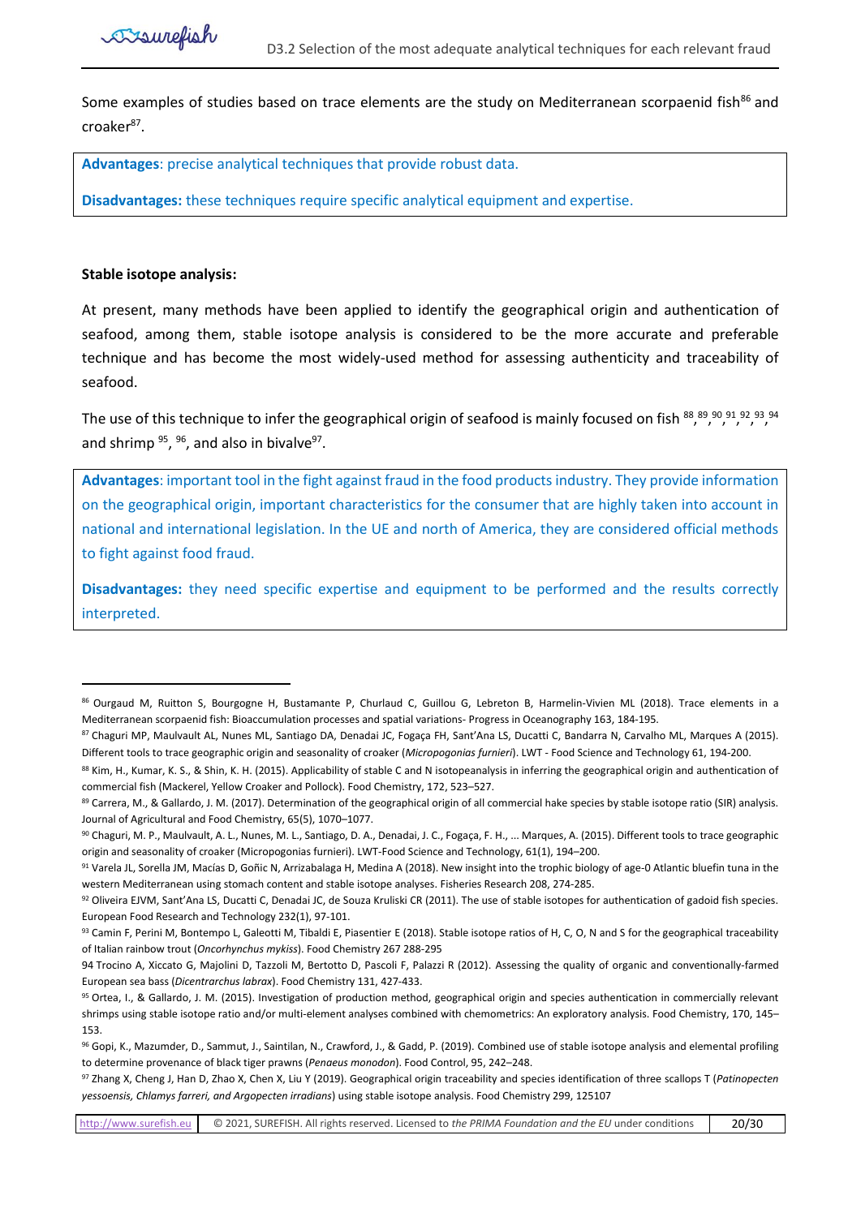Some examples of studies based on trace elements are the study on Mediterranean scorpaenid fish[86] and croaker[87].

**Advantages**: precise analytical techniques that provide robust data.

**Disadvantages:** these techniques require specific analytical equipment and expertise.

**Stable isotope analysis:**

At present, many methods have been applied to identify the geographical origin and authentication of seafood, among them, stable isotope analysis is considered to be the more accurate and preferable technique and has become the most widely-used method for assessing authenticity and traceability of seafood.

The use of this technique to infer the geographical origin of seafood is mainly focused on fish [88],[89],[90],[91],[92],[93],[94] and shrimp [95], [96], and also in bivalve[97].

**Advantages**: important tool in the fight against fraud in the food products industry. They provide information on the geographical origin, important characteristics for the consumer that are highly taken into account in national and international legislation. In the UE and north of America, they are considered official methods to fight against food fraud.

**Disadvantages:** they need specific expertise and equipment to be performed and the results correctly interpreted.

---

[86] Ourgaud M, Ruitton S, Bourgogne H, Bustamante P, Churlaud C, Guillou G, Lebreton B, Harmelin-Vivien ML (2018). Trace elements in a Mediterranean scorpaenid fish: Bioaccumulation processes and spatial variations- Progress in Oceanography 163, 184-195.

[87] Chaguri MP, Maulvault AL, Nunes ML, Santiago DA, Denadai JC, Fogaça FH, Sant'Ana LS, Ducatti C, Bandarra N, Carvalho ML, Marques A (2015). Different tools to trace geographic origin and seasonality of croaker (*Micropogonias furnieri*). LWT - Food Science and Technology 61, 194-200.

[88] Kim, H., Kumar, K. S., & Shin, K. H. (2015). Applicability of stable C and N isotopeanalysis in inferring the geographical origin and authentication of commercial fish (Mackerel, Yellow Croaker and Pollock). Food Chemistry, 172, 523–527.

[89] Carrera, M., & Gallardo, J. M. (2017). Determination of the geographical origin of all commercial hake species by stable isotope ratio (SIR) analysis. Journal of Agricultural and Food Chemistry, 65(5), 1070–1077.

[90] Chaguri, M. P., Maulvault, A. L., Nunes, M. L., Santiago, D. A., Denadai, J. C., Fogaça, F. H., ... Marques, A. (2015). Different tools to trace geographic origin and seasonality of croaker (Micropogonias furnieri). LWT-Food Science and Technology, 61(1), 194–200.

[91] Varela JL, Sorella JM, Macías D, Goñic N, Arrizabalaga H, Medina A (2018). New insight into the trophic biology of age-0 Atlantic bluefin tuna in the western Mediterranean using stomach content and stable isotope analyses. Fisheries Research 208, 274-285.

[92] Oliveira EJVM, Sant'Ana LS, Ducatti C, Denadai JC, de Souza Kruliski CR (2011). The use of stable isotopes for authentication of gadoid fish species. European Food Research and Technology 232(1), 97-101.

[93] Camin F, Perini M, Bontempo L, Galeotti M, Tibaldi E, Piasentier E (2018). Stable isotope ratios of H, C, O, N and S for the geographical traceability of Italian rainbow trout (*Oncorhynchus mykiss*). Food Chemistry 267 288-295

94 Trocino A, Xiccato G, Majolini D, Tazzoli M, Bertotto D, Pascoli F, Palazzi R (2012). Assessing the quality of organic and conventionally-farmed European sea bass (*Dicentrarchus labrax*). Food Chemistry 131, 427-433.

[95] Ortea, I., & Gallardo, J. M. (2015). Investigation of production method, geographical origin and species authentication in commercially relevant shrimps using stable isotope ratio and/or multi-element analyses combined with chemometrics: An exploratory analysis. Food Chemistry, 170, 145–153.

[96] Gopi, K., Mazumder, D., Sammut, J., Saintilan, N., Crawford, J., & Gadd, P. (2019). Combined use of stable isotope analysis and elemental profiling to determine provenance of black tiger prawns (*Penaeus monodon*). Food Control, 95, 242–248.

[97] Zhang X, Cheng J, Han D, Zhao X, Chen X, Liu Y (2019). Geographical origin traceability and species identification of three scallops T (*Patinopecten yessoensis, Chlamys farreri, and Argopecten irradians*) using stable isotope analysis. Food Chemistry 299, 125107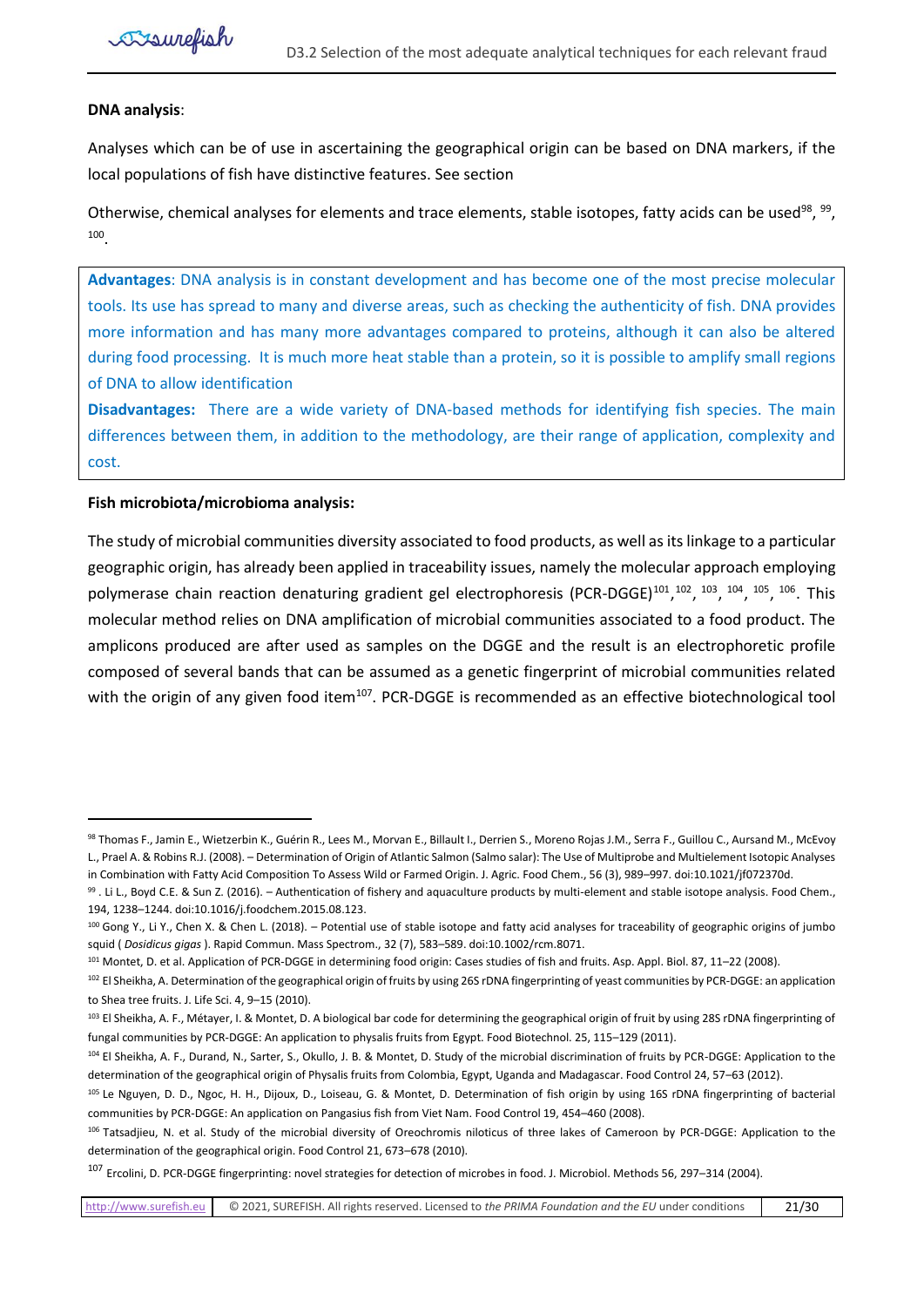**DNA analysis**:

Analyses which can be of use in ascertaining the geographical origin can be based on DNA markers, if the local populations of fish have distinctive features. See section

Otherwise, chemical analyses for elements and trace elements, stable isotopes, fatty acids can be used[98], [99], [100].

**Advantages**: DNA analysis is in constant development and has become one of the most precise molecular tools. Its use has spread to many and diverse areas, such as checking the authenticity of fish. DNA provides more information and has many more advantages compared to proteins, although it can also be altered during food processing. It is much more heat stable than a protein, so it is possible to amplify small regions of DNA to allow identification

**Disadvantages:** There are a wide variety of DNA-based methods for identifying fish species. The main differences between them, in addition to the methodology, are their range of application, complexity and cost.

**Fish microbiota/microbioma analysis:**

The study of microbial communities diversity associated to food products, as well as its linkage to a particular geographic origin, has already been applied in traceability issues, namely the molecular approach employing polymerase chain reaction denaturing gradient gel electrophoresis (PCR-DGGE)[101], [102], [103], [104], [105], [106]. This molecular method relies on DNA amplification of microbial communities associated to a food product. The amplicons produced are after used as samples on the DGGE and the result is an electrophoretic profile composed of several bands that can be assumed as a genetic fingerprint of microbial communities related with the origin of any given food item[107]. PCR-DGGE is recommended as an effective biotechnological tool

---

[98] Thomas F., Jamin E., Wietzerbin K., Guérin R., Lees M., Morvan E., Billault I., Derrien S., Moreno Rojas J.M., Serra F., Guillou C., Aursand M., McEvoy L., Prael A. & Robins R.J. (2008). – Determination of Origin of Atlantic Salmon (Salmo salar): The Use of Multiprobe and Multielement Isotopic Analyses in Combination with Fatty Acid Composition To Assess Wild or Farmed Origin. J. Agric. Food Chem., 56 (3), 989–997. doi:10.1021/jf072370d.

[99] . Li L., Boyd C.E. & Sun Z. (2016). – Authentication of fishery and aquaculture products by multi-element and stable isotope analysis. Food Chem., 194, 1238–1244. doi:10.1016/j.foodchem.2015.08.123.

[100] Gong Y., Li Y., Chen X. & Chen L. (2018). – Potential use of stable isotope and fatty acid analyses for traceability of geographic origins of jumbo squid ( *Dosidicus gigas* ). Rapid Commun. Mass Spectrom., 32 (7), 583–589. doi:10.1002/rcm.8071.

[101] Montet, D. et al. Application of PCR-DGGE in determining food origin: Cases studies of fish and fruits. Asp. Appl. Biol. 87, 11–22 (2008).

[102] El Sheikha, A. Determination of the geographical origin of fruits by using 26S rDNA fingerprinting of yeast communities by PCR-DGGE: an application to Shea tree fruits. J. Life Sci. 4, 9–15 (2010).

[103] El Sheikha, A. F., Métayer, I. & Montet, D. A biological bar code for determining the geographical origin of fruit by using 28S rDNA fingerprinting of fungal communities by PCR-DGGE: An application to physalis fruits from Egypt. Food Biotechnol. 25, 115–129 (2011).

[104] El Sheikha, A. F., Durand, N., Sarter, S., Okullo, J. B. & Montet, D. Study of the microbial discrimination of fruits by PCR-DGGE: Application to the determination of the geographical origin of Physalis fruits from Colombia, Egypt, Uganda and Madagascar. Food Control 24, 57–63 (2012).

[105] Le Nguyen, D. D., Ngoc, H. H., Dijoux, D., Loiseau, G. & Montet, D. Determination of fish origin by using 16S rDNA fingerprinting of bacterial communities by PCR-DGGE: An application on Pangasius fish from Viet Nam. Food Control 19, 454–460 (2008).

[106] Tatsadjieu, N. et al. Study of the microbial diversity of Oreochromis niloticus of three lakes of Cameroon by PCR-DGGE: Application to the determination of the geographical origin. Food Control 21, 673–678 (2010).

[107] Ercolini, D. PCR-DGGE fingerprinting: novel strategies for detection of microbes in food. J. Microbiol. Methods 56, 297–314 (2004).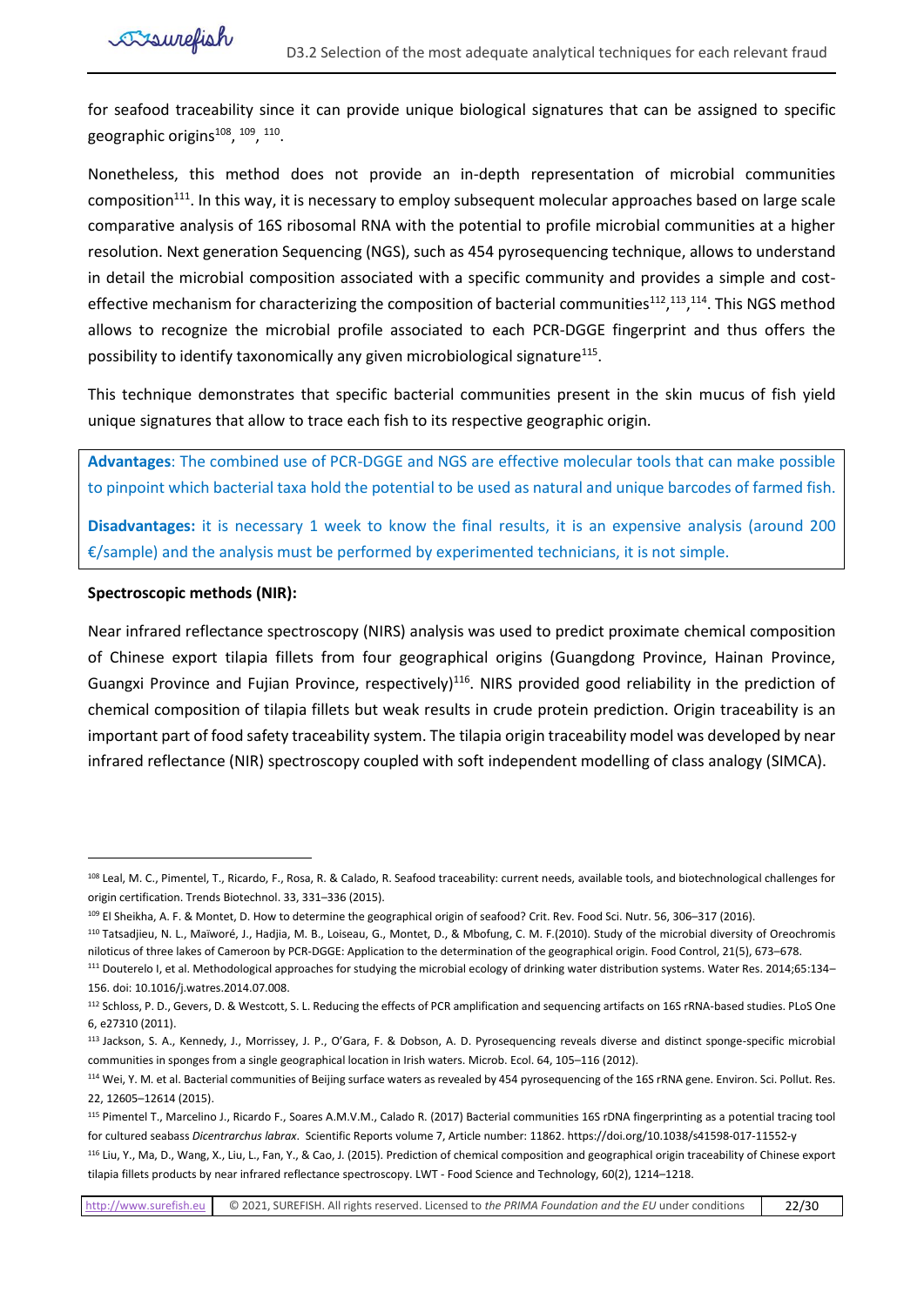for seafood traceability since it can provide unique biological signatures that can be assigned to specific geographic origins[108], [109], [110].

Nonetheless, this method does not provide an in-depth representation of microbial communities composition[111]. In this way, it is necessary to employ subsequent molecular approaches based on large scale comparative analysis of 16S ribosomal RNA with the potential to profile microbial communities at a higher resolution. Next generation Sequencing (NGS), such as 454 pyrosequencing technique, allows to understand in detail the microbial composition associated with a specific community and provides a simple and cost-effective mechanism for characterizing the composition of bacterial communities[112],[113],[114]. This NGS method allows to recognize the microbial profile associated to each PCR-DGGE fingerprint and thus offers the possibility to identify taxonomically any given microbiological signature[115].

This technique demonstrates that specific bacterial communities present in the skin mucus of fish yield unique signatures that allow to trace each fish to its respective geographic origin.

**Advantages**: The combined use of PCR-DGGE and NGS are effective molecular tools that can make possible to pinpoint which bacterial taxa hold the potential to be used as natural and unique barcodes of farmed fish.

**Disadvantages:** it is necessary 1 week to know the final results, it is an expensive analysis (around 200 €/sample) and the analysis must be performed by experimented technicians, it is not simple.

**Spectroscopic methods (NIR):**

Near infrared reflectance spectroscopy (NIRS) analysis was used to predict proximate chemical composition of Chinese export tilapia fillets from four geographical origins (Guangdong Province, Hainan Province, Guangxi Province and Fujian Province, respectively)[116]. NIRS provided good reliability in the prediction of chemical composition of tilapia fillets but weak results in crude protein prediction. Origin traceability is an important part of food safety traceability system. The tilapia origin traceability model was developed by near infrared reflectance (NIR) spectroscopy coupled with soft independent modelling of class analogy (SIMCA).

---

[108] Leal, M. C., Pimentel, T., Ricardo, F., Rosa, R. & Calado, R. Seafood traceability: current needs, available tools, and biotechnological challenges for origin certification. Trends Biotechnol. 33, 331–336 (2015).

[109] El Sheikha, A. F. & Montet, D. How to determine the geographical origin of seafood? Crit. Rev. Food Sci. Nutr. 56, 306–317 (2016).

[110] Tatsadjieu, N. L., Maïworé, J., Hadjia, M. B., Loiseau, G., Montet, D., & Mbofung, C. M. F.(2010). Study of the microbial diversity of Oreochromis niloticus of three lakes of Cameroon by PCR-DGGE: Application to the determination of the geographical origin. Food Control, 21(5), 673–678.

[111] Douterelo I, et al. Methodological approaches for studying the microbial ecology of drinking water distribution systems. Water Res. 2014;65:134–156. doi: 10.1016/j.watres.2014.07.008.

[112] Schloss, P. D., Gevers, D. & Westcott, S. L. Reducing the effects of PCR amplification and sequencing artifacts on 16S rRNA-based studies. PLoS One 6, e27310 (2011).

[113] Jackson, S. A., Kennedy, J., Morrissey, J. P., O'Gara, F. & Dobson, A. D. Pyrosequencing reveals diverse and distinct sponge-specific microbial communities in sponges from a single geographical location in Irish waters. Microb. Ecol. 64, 105–116 (2012).

[114] Wei, Y. M. et al. Bacterial communities of Beijing surface waters as revealed by 454 pyrosequencing of the 16S rRNA gene. Environ. Sci. Pollut. Res. 22, 12605–12614 (2015).

[115] Pimentel T., Marcelino J., Ricardo F., Soares A.M.V.M., Calado R. (2017) Bacterial communities 16S rDNA fingerprinting as a potential tracing tool for cultured seabass *Dicentrarchus labrax*. Scientific Reports volume 7, Article number: 11862. https://doi.org/10.1038/s41598-017-11552-y

[116] Liu, Y., Ma, D., Wang, X., Liu, L., Fan, Y., & Cao, J. (2015). Prediction of chemical composition and geographical origin traceability of Chinese export tilapia fillets products by near infrared reflectance spectroscopy. LWT - Food Science and Technology, 60(2), 1214–1218.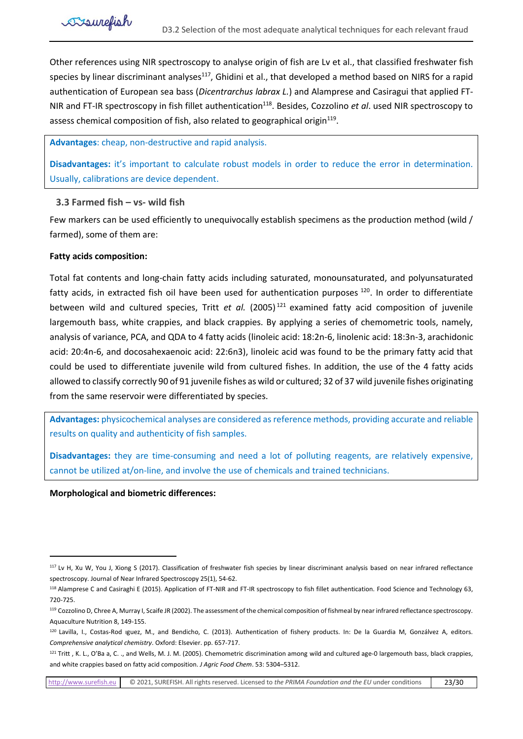Other references using NIR spectroscopy to analyse origin of fish are Lv et al., that classified freshwater fish species by linear discriminant analyses[117], Ghidini et al., that developed a method based on NIRS for a rapid authentication of European sea bass (*Dicentrarchus labrax L.*) and Alamprese and Casiragui that applied FT-NIR and FT-IR spectroscopy in fish fillet authentication[118]. Besides, Cozzolino *et al*. used NIR spectroscopy to assess chemical composition of fish, also related to geographical origin[119].

**Advantages**: cheap, non-destructive and rapid analysis.

**Disadvantages:** it's important to calculate robust models in order to reduce the error in determination. Usually, calibrations are device dependent.

### 3.3 Farmed fish – vs- wild fish

Few markers can be used efficiently to unequivocally establish specimens as the production method (wild / farmed), some of them are:

**Fatty acids composition:**

Total fat contents and long-chain fatty acids including saturated, monounsaturated, and polyunsaturated fatty acids, in extracted fish oil have been used for authentication purposes [120]. In order to differentiate between wild and cultured species, Tritt *et al.* (2005)[121] examined fatty acid composition of juvenile largemouth bass, white crappies, and black crappies. By applying a series of chemometric tools, namely, analysis of variance, PCA, and QDA to 4 fatty acids (linoleic acid: 18:2n-6, linolenic acid: 18:3n-3, arachidonic acid: 20:4n-6, and docosahexaenoic acid: 22:6n3), linoleic acid was found to be the primary fatty acid that could be used to differentiate juvenile wild from cultured fishes. In addition, the use of the 4 fatty acids allowed to classify correctly 90 of 91 juvenile fishes as wild or cultured; 32 of 37 wild juvenile fishes originating from the same reservoir were differentiated by species.

**Advantages:** physicochemical analyses are considered as reference methods, providing accurate and reliable results on quality and authenticity of fish samples.

**Disadvantages:** they are time-consuming and need a lot of polluting reagents, are relatively expensive, cannot be utilized at/on-line, and involve the use of chemicals and trained technicians.

**Morphological and biometric differences:**

---

[117] Lv H, Xu W, You J, Xiong S (2017). Classification of freshwater fish species by linear discriminant analysis based on near infrared reflectance spectroscopy. Journal of Near Infrared Spectroscopy 25(1), 54-62.

[118] Alamprese C and Casiraghi E (2015). Application of FT-NIR and FT-IR spectroscopy to fish fillet authentication. Food Science and Technology 63, 720-725.

[119] Cozzolino D, Chree A, Murray I, Scaife JR (2002). The assessment of the chemical composition of fishmeal by near infrared reflectance spectroscopy. Aquaculture Nutrition 8, 149-155.

[120] Lavilla, I., Costas-Rod ıguez, M., and Bendicho, C. (2013). Authentication of fishery products. In: De la Guardia M, Gonzálvez A, editors. *Comprehensive analytical chemistry*. Oxford: Elsevier. pp. 657-717.

[121] Tritt , K. L., O'Ba a, C. ., and Wells, M. J. M. (2005). Chemometric discrimination among wild and cultured age-0 largemouth bass, black crappies, and white crappies based on fatty acid composition. *J Agric Food Chem*. 53: 5304–5312.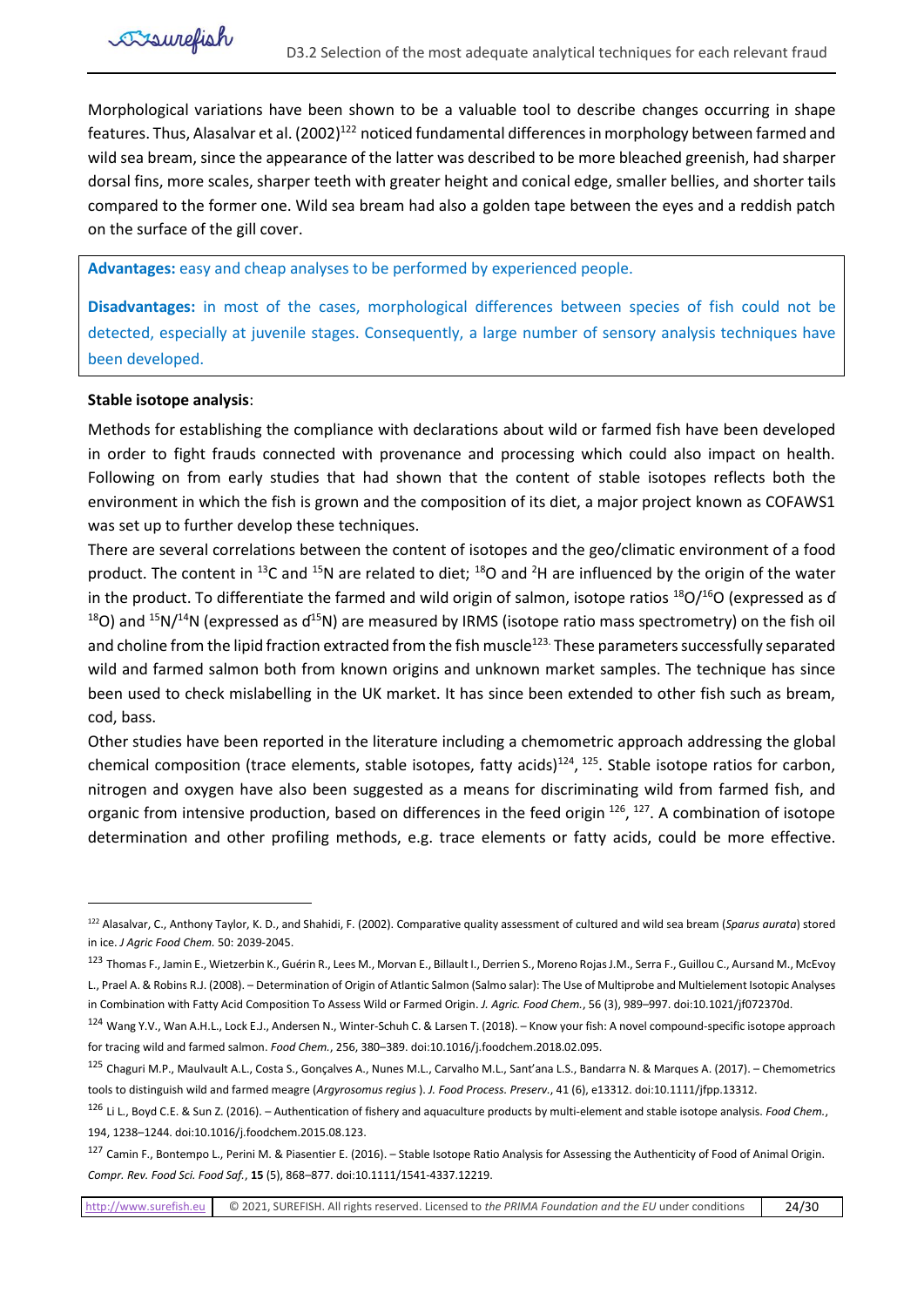Morphological variations have been shown to be a valuable tool to describe changes occurring in shape features. Thus, Alasalvar et al. (2002)[122] noticed fundamental differences in morphology between farmed and wild sea bream, since the appearance of the latter was described to be more bleached greenish, had sharper dorsal fins, more scales, sharper teeth with greater height and conical edge, smaller bellies, and shorter tails compared to the former one. Wild sea bream had also a golden tape between the eyes and a reddish patch on the surface of the gill cover.

**Advantages:** easy and cheap analyses to be performed by experienced people.

**Disadvantages:** in most of the cases, morphological differences between species of fish could not be detected, especially at juvenile stages. Consequently, a large number of sensory analysis techniques have been developed.

**Stable isotope analysis**:

Methods for establishing the compliance with declarations about wild or farmed fish have been developed in order to fight frauds connected with provenance and processing which could also impact on health. Following on from early studies that had shown that the content of stable isotopes reflects both the environment in which the fish is grown and the composition of its diet, a major project known as COFAWS1 was set up to further develop these techniques.

There are several correlations between the content of isotopes and the geo/climatic environment of a food product. The content in $^{13}C$ and $^{15}N$ are related to diet; $^{18}O$ and $^{2}H$ are influenced by the origin of the water in the product. To differentiate the farmed and wild origin of salmon, isotope ratios $^{18}O/^{16}O$ (expressed as $d^{18}O$) and $^{15}N/^{14}N$ (expressed as $d^{15}N$) are measured by IRMS (isotope ratio mass spectrometry) on the fish oil and choline from the lipid fraction extracted from the fish muscle[123]. These parameters successfully separated wild and farmed salmon both from known origins and unknown market samples. The technique has since been used to check mislabelling in the UK market. It has since been extended to other fish such as bream, cod, bass.

Other studies have been reported in the literature including a chemometric approach addressing the global chemical composition (trace elements, stable isotopes, fatty acids)[124, 125]. Stable isotope ratios for carbon, nitrogen and oxygen have also been suggested as a means for discriminating wild from farmed fish, and organic from intensive production, based on differences in the feed origin [126, 127]. A combination of isotope determination and other profiling methods, e.g. trace elements or fatty acids, could be more effective.

---

[122] Alasalvar, C., Anthony Taylor, K. D., and Shahidi, F. (2002). Comparative quality assessment of cultured and wild sea bream (*Sparus aurata*) stored in ice. *J Agric Food Chem.* 50: 2039-2045.

[123] Thomas F., Jamin E., Wietzerbin K., Guérin R., Lees M., Morvan E., Billault I., Derrien S., Moreno Rojas J.M., Serra F., Guillou C., Aursand M., McEvoy L., Prael A. & Robins R.J. (2008). – Determination of Origin of Atlantic Salmon (Salmo salar): The Use of Multiprobe and Multielement Isotopic Analyses in Combination with Fatty Acid Composition To Assess Wild or Farmed Origin. *J. Agric. Food Chem.*, 56 (3), 989–997. doi:10.1021/jf072370d.

[124] Wang Y.V., Wan A.H.L., Lock E.J., Andersen N., Winter-Schuh C. & Larsen T. (2018). – Know your fish: A novel compound-specific isotope approach for tracing wild and farmed salmon. *Food Chem.*, 256, 380–389. doi:10.1016/j.foodchem.2018.02.095.

[125] Chaguri M.P., Maulvault A.L., Costa S., Gonçalves A., Nunes M.L., Carvalho M.L., Sant'ana L.S., Bandarra N. & Marques A. (2017). – Chemometrics tools to distinguish wild and farmed meagre (*Argyrosomus regius* ). *J. Food Process. Preserv.*, 41 (6), e13312. doi:10.1111/jfpp.13312.

[126] Li L., Boyd C.E. & Sun Z. (2016). – Authentication of fishery and aquaculture products by multi-element and stable isotope analysis. *Food Chem.*, 194, 1238–1244. doi:10.1016/j.foodchem.2015.08.123.

[127] Camin F., Bontempo L., Perini M. & Piasentier E. (2016). – Stable Isotope Ratio Analysis for Assessing the Authenticity of Food of Animal Origin. *Compr. Rev. Food Sci. Food Saf.*, **15** (5), 868–877. doi:10.1111/1541-4337.12219.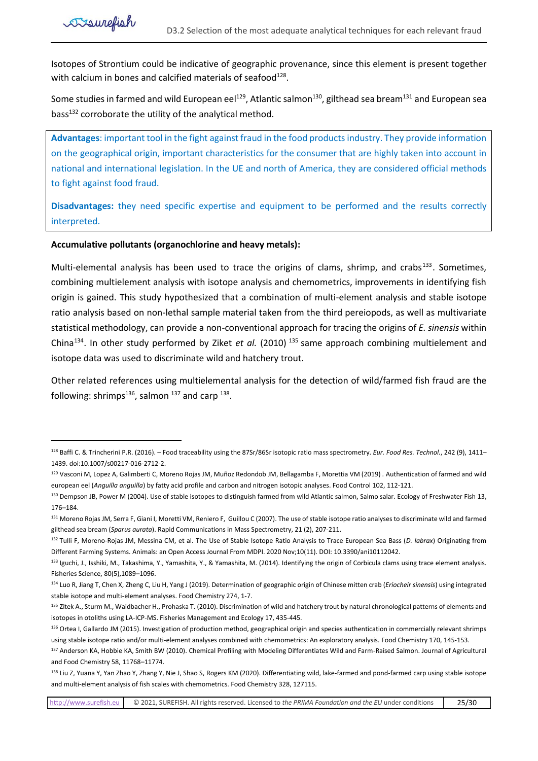Isotopes of Strontium could be indicative of geographic provenance, since this element is present together with calcium in bones and calcified materials of seafood[128].

Some studies in farmed and wild European eel[129], Atlantic salmon[130], gilthead sea bream[131] and European sea bass[132] corroborate the utility of the analytical method.

**Advantages**: important tool in the fight against fraud in the food products industry. They provide information on the geographical origin, important characteristics for the consumer that are highly taken into account in national and international legislation. In the UE and north of America, they are considered official methods to fight against food fraud.

**Disadvantages:** they need specific expertise and equipment to be performed and the results correctly interpreted.

**Accumulative pollutants (organochlorine and heavy metals):**

Multi-elemental analysis has been used to trace the origins of clams, shrimp, and crabs[133]. Sometimes, combining multielement analysis with isotope analysis and chemometrics, improvements in identifying fish origin is gained. This study hypothesized that a combination of multi-element analysis and stable isotope ratio analysis based on non-lethal sample material taken from the third pereiopods, as well as multivariate statistical methodology, can provide a non-conventional approach for tracing the origins of *E. sinensis* within China[134]. In other study performed by Ziket *et al.* (2010) [135] same approach combining multielement and isotope data was used to discriminate wild and hatchery trout.

Other related references using multielemental analysis for the detection of wild/farmed fish fraud are the following: shrimps[136], salmon [137] and carp [138].

---

[128] Baffi C. & Trincherini P.R. (2016). – Food traceability using the 87Sr/86Sr isotopic ratio mass spectrometry. *Eur. Food Res. Technol.*, 242 (9), 1411–1439. doi:10.1007/s00217-016-2712-2.

[129] Vasconi M, Lopez A, Galimberti C, Moreno Rojas JM, Muñoz Redondob JM, Bellagamba F, Morettia VM (2019) . Authentication of farmed and wild european eel (*Anguilla anguilla*) by fatty acid profile and carbon and nitrogen isotopic analyses. Food Control 102, 112-121.

[130] Dempson JB, Power M (2004). Use of stable isotopes to distinguish farmed from wild Atlantic salmon, Salmo salar. Ecology of Freshwater Fish 13, 176–184.

[131] Moreno Rojas JM, Serra F, Giani I, Moretti VM, Reniero F, Guillou C (2007). The use of stable isotope ratio analyses to discriminate wild and farmed gilthead sea bream (*Sparus aurata*). Rapid Communications in Mass Spectrometry, 21 (2), 207-211.

[132] Tulli F, Moreno-Rojas JM, Messina CM, et al. The Use of Stable Isotope Ratio Analysis to Trace European Sea Bass (*D. labrax*) Originating from Different Farming Systems. Animals: an Open Access Journal From MDPI. 2020 Nov;10(11). DOI: 10.3390/ani10112042.

[133] Iguchi, J., Isshiki, M., Takashima, Y., Yamashita, Y., & Yamashita, M. (2014). Identifying the origin of Corbicula clams using trace element analysis. Fisheries Science, 80(5),1089–1096.

[134] Luo R, Jiang T, Chen X, Zheng C, Liu H, Yang J (2019). Determination of geographic origin of Chinese mitten crab (*Eriocheir sinensis*) using integrated stable isotope and multi-element analyses. Food Chemistry 274, 1-7.

[135] Zitek A., Sturm M., Waidbacher H., Prohaska T. (2010). Discrimination of wild and hatchery trout by natural chronological patterns of elements and isotopes in otoliths using LA-ICP-MS. Fisheries Management and Ecology 17, 435-445.

[136] Ortea I, Gallardo JM (2015). Investigation of production method, geographical origin and species authentication in commercially relevant shrimps using stable isotope ratio and/or multi-element analyses combined with chemometrics: An exploratory analysis. Food Chemistry 170, 145-153.

[137] Anderson KA, Hobbie KA, Smith BW (2010). Chemical Profiling with Modeling Differentiates Wild and Farm-Raised Salmon. Journal of Agricultural and Food Chemistry 58, 11768–11774.

[138] Liu Z, Yuana Y, Yan Zhao Y, Zhang Y, Nie J, Shao S, Rogers KM (2020). Differentiating wild, lake-farmed and pond-farmed carp using stable isotope and multi-element analysis of fish scales with chemometrics. Food Chemistry 328, 127115.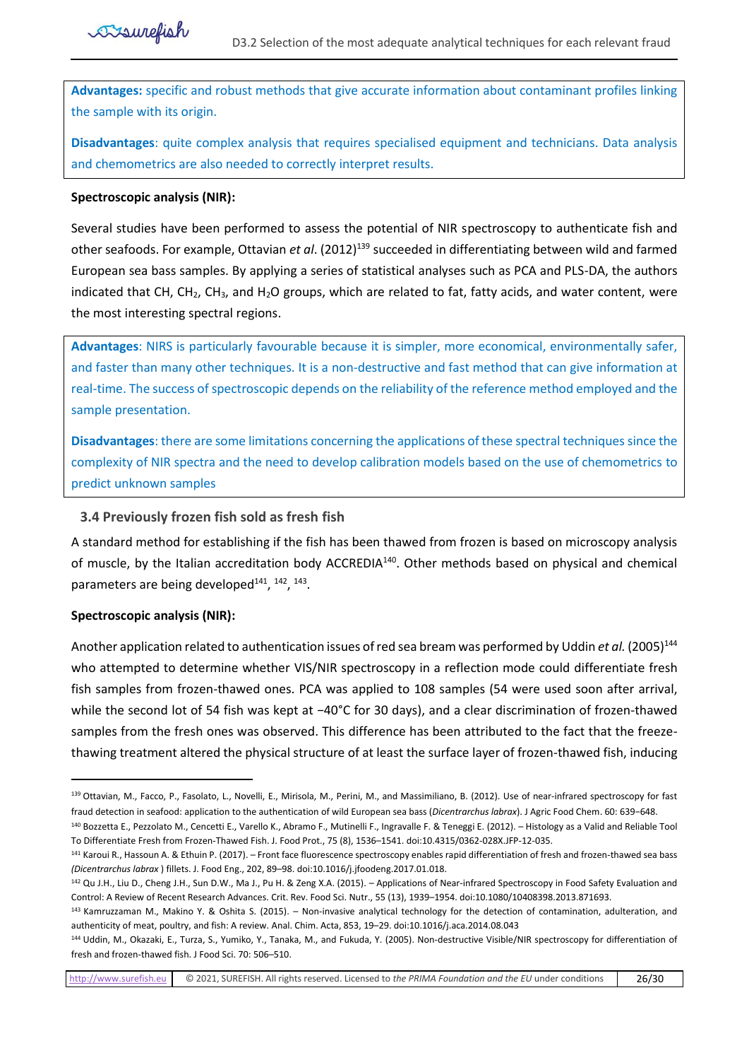**Advantages:** specific and robust methods that give accurate information about contaminant profiles linking the sample with its origin.

**Disadvantages**: quite complex analysis that requires specialised equipment and technicians. Data analysis and chemometrics are also needed to correctly interpret results.

**Spectroscopic analysis (NIR):**

Several studies have been performed to assess the potential of NIR spectroscopy to authenticate fish and other seafoods. For example, Ottavian *et al*. (2012)[139] succeeded in differentiating between wild and farmed European sea bass samples. By applying a series of statistical analyses such as PCA and PLS-DA, the authors indicated that CH, $CH_2$, $CH_3$, and $H_2O$ groups, which are related to fat, fatty acids, and water content, were the most interesting spectral regions.

**Advantages**: NIRS is particularly favourable because it is simpler, more economical, environmentally safer, and faster than many other techniques. It is a non-destructive and fast method that can give information at real-time. The success of spectroscopic depends on the reliability of the reference method employed and the sample presentation.

**Disadvantages**: there are some limitations concerning the applications of these spectral techniques since the complexity of NIR spectra and the need to develop calibration models based on the use of chemometrics to predict unknown samples

### 3.4 Previously frozen fish sold as fresh fish

A standard method for establishing if the fish has been thawed from frozen is based on microscopy analysis of muscle, by the Italian accreditation body ACCREDIA[140]. Other methods based on physical and chemical parameters are being developed[141], [142], [143].

**Spectroscopic analysis (NIR):**

Another application related to authentication issues of red sea bream was performed by Uddin *et al.* (2005)[144] who attempted to determine whether VIS/NIR spectroscopy in a reflection mode could differentiate fresh fish samples from frozen-thawed ones. PCA was applied to 108 samples (54 were used soon after arrival, while the second lot of 54 fish was kept at −40°C for 30 days), and a clear discrimination of frozen-thawed samples from the fresh ones was observed. This difference has been attributed to the fact that the freeze-thawing treatment altered the physical structure of at least the surface layer of frozen-thawed fish, inducing

---

[139] Ottavian, M., Facco, P., Fasolato, L., Novelli, E., Mirisola, M., Perini, M., and Massimiliano, B. (2012). Use of near-infrared spectroscopy for fast fraud detection in seafood: application to the authentication of wild European sea bass (*Dicentrarchus labrax*). J Agric Food Chem. 60: 639–648.

[140] Bozzetta E., Pezzolato M., Cencetti E., Varello K., Abramo F., Mutinelli F., Ingravalle F. & Teneggi E. (2012). – Histology as a Valid and Reliable Tool To Differentiate Fresh from Frozen-Thawed Fish. J. Food Prot., 75 (8), 1536–1541. doi:10.4315/0362-028X.JFP-12-035.

[141] Karoui R., Hassoun A. & Ethuin P. (2017). – Front face fluorescence spectroscopy enables rapid differentiation of fresh and frozen-thawed sea bass *(Dicentrarchus labrax* ) fillets. J. Food Eng., 202, 89–98. doi:10.1016/j.jfoodeng.2017.01.018.

[142] Qu J.H., Liu D., Cheng J.H., Sun D.W., Ma J., Pu H. & Zeng X.A. (2015). – Applications of Near-infrared Spectroscopy in Food Safety Evaluation and Control: A Review of Recent Research Advances. Crit. Rev. Food Sci. Nutr., 55 (13), 1939–1954. doi:10.1080/10408398.2013.871693.

[143] Kamruzzaman M., Makino Y. & Oshita S. (2015). – Non-invasive analytical technology for the detection of contamination, adulteration, and authenticity of meat, poultry, and fish: A review. Anal. Chim. Acta, 853, 19–29. doi:10.1016/j.aca.2014.08.043

[144] Uddin, M., Okazaki, E., Turza, S., Yumiko, Y., Tanaka, M., and Fukuda, Y. (2005). Non-destructive Visible/NIR spectroscopy for differentiation of fresh and frozen-thawed fish. J Food Sci. 70: 506–510.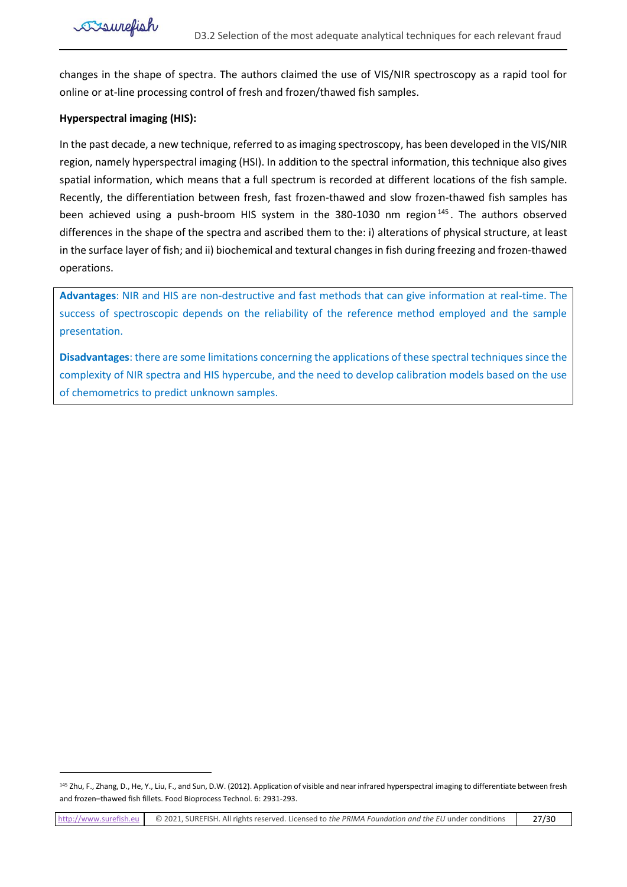changes in the shape of spectra. The authors claimed the use of VIS/NIR spectroscopy as a rapid tool for online or at-line processing control of fresh and frozen/thawed fish samples.

**Hyperspectral imaging (HIS):**

In the past decade, a new technique, referred to as imaging spectroscopy, has been developed in the VIS/NIR region, namely hyperspectral imaging (HSI). In addition to the spectral information, this technique also gives spatial information, which means that a full spectrum is recorded at different locations of the fish sample. Recently, the differentiation between fresh, fast frozen-thawed and slow frozen-thawed fish samples has been achieved using a push-broom HIS system in the 380-1030 nm region[145]. The authors observed differences in the shape of the spectra and ascribed them to the: i) alterations of physical structure, at least in the surface layer of fish; and ii) biochemical and textural changes in fish during freezing and frozen-thawed operations.

**Advantages**: NIR and HIS are non-destructive and fast methods that can give information at real-time. The success of spectroscopic depends on the reliability of the reference method employed and the sample presentation.

**Disadvantages**: there are some limitations concerning the applications of these spectral techniques since the complexity of NIR spectra and HIS hypercube, and the need to develop calibration models based on the use of chemometrics to predict unknown samples.

---

[145] Zhu, F., Zhang, D., He, Y., Liu, F., and Sun, D.W. (2012). Application of visible and near infrared hyperspectral imaging to differentiate between fresh and frozen–thawed fish fillets. Food Bioprocess Technol. 6: 2931-293.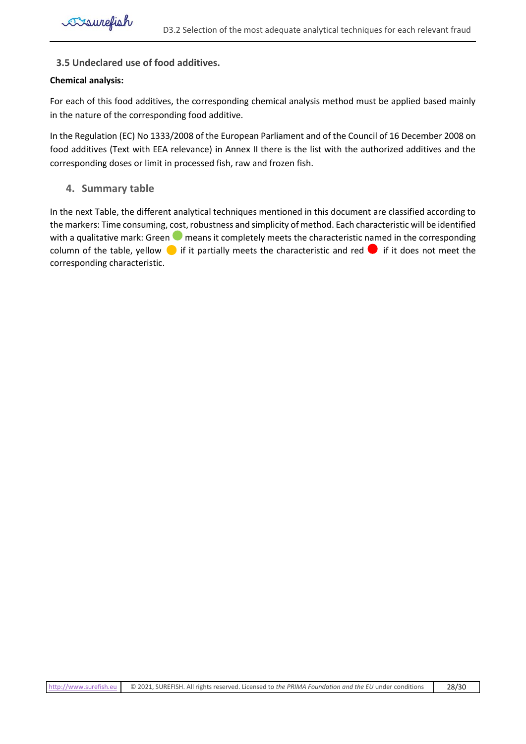### 3.5 Undeclared use of food additives.

**Chemical analysis:**

For each of this food additives, the corresponding chemical analysis method must be applied based mainly in the nature of the corresponding food additive.

In the Regulation (EC) No 1333/2008 of the European Parliament and of the Council of 16 December 2008 on food additives (Text with EEA relevance) in Annex II there is the list with the authorized additives and the corresponding doses or limit in processed fish, raw and frozen fish.

## 4. Summary table

In the next Table, the different analytical techniques mentioned in this document are classified according to the markers: Time consuming, cost, robustness and simplicity of method. Each characteristic will be identified with a qualitative mark: Green 🟢 means it completely meets the characteristic named in the corresponding column of the table, yellow 🟡 if it partially meets the characteristic and red 🔴 if it does not meet the corresponding characteristic.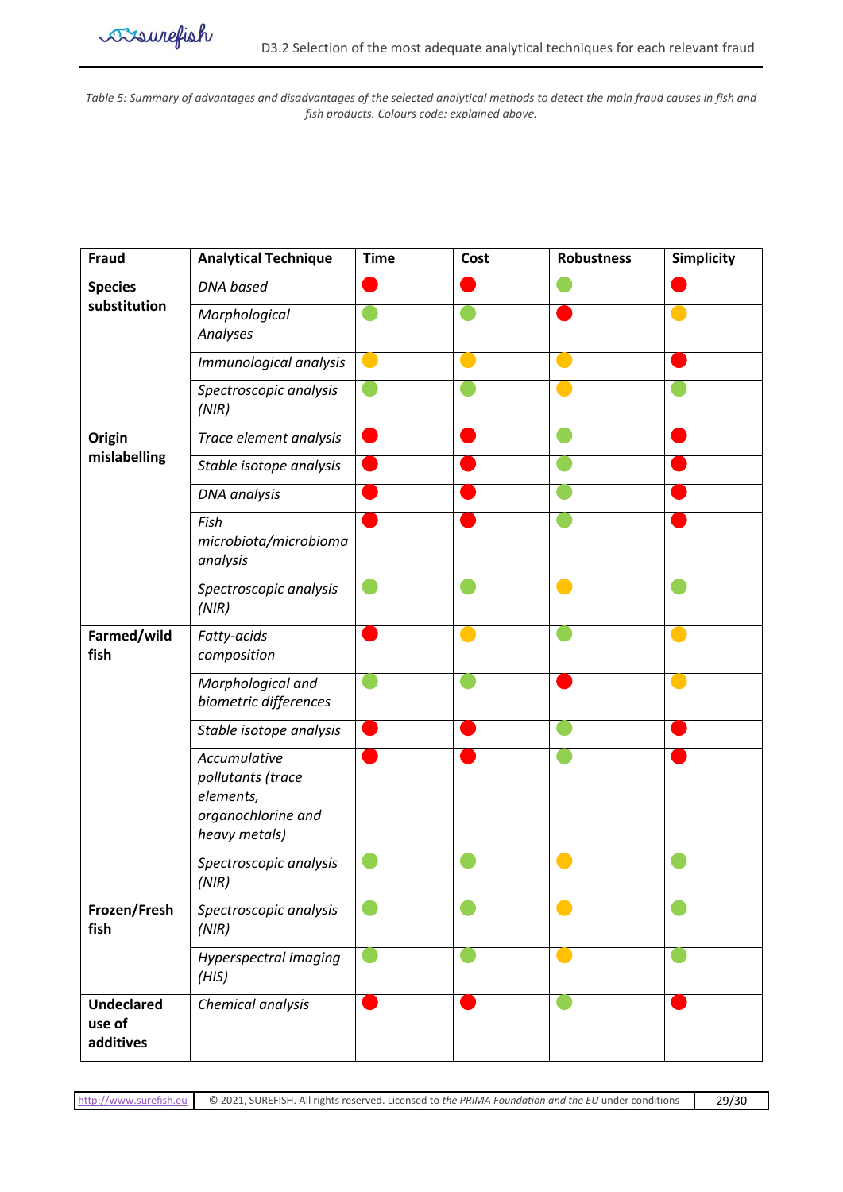*Table 5: Summary of advantages and disadvantages of the selected analytical methods to detect the main fraud causes in fish and fish products. Colours code: explained above.*

| Fraud | Analytical Technique | Time | Cost | Robustness | Simplicity |
|---|---|---|---|---|---|
| **Species substitution** | *DNA based* | 🔴 | 🔴 | 🟢 | 🔴 |
| | *Morphological Analyses* | 🟢 | 🟢 | 🔴 | 🟡 |
| | *Immunological analysis* | 🟡 | 🟡 | 🟡 | 🔴 |
| | *Spectroscopic analysis (NIR)* | 🟢 | 🟢 | 🟡 | 🟢 |
| **Origin mislabelling** | *Trace element analysis* | 🔴 | 🔴 | 🟢 | 🔴 |
| | *Stable isotope analysis* | 🔴 | 🔴 | 🟢 | 🔴 |
| | *DNA analysis* | 🔴 | 🔴 | 🟢 | 🔴 |
| | *Fish microbiota/microbioma analysis* | 🔴 | 🔴 | 🟢 | 🔴 |
| | *Spectroscopic analysis (NIR)* | 🟢 | 🟢 | 🟡 | 🟢 |
| **Farmed/wild fish** | *Fatty-acids composition* | 🔴 | 🟡 | 🟢 | 🟡 |
| | *Morphological and biometric differences* | 🟢 | 🟢 | 🔴 | 🟡 |
| | *Stable isotope analysis* | 🔴 | 🔴 | 🟢 | 🔴 |
| | *Accumulative pollutants (trace elements, organochlorine and heavy metals)* | 🔴 | 🔴 | 🟢 | 🔴 |
| | *Spectroscopic analysis (NIR)* | 🟢 | 🟢 | 🟡 | 🟢 |
| **Frozen/Fresh fish** | *Spectroscopic analysis (NIR)* | 🟢 | 🟢 | 🟡 | 🟢 |
| | *Hyperspectral imaging (HIS)* | 🟢 | 🟢 | 🟡 | 🟢 |
| **Undeclared use of additives** | *Chemical analysis* | 🔴 | 🔴 | 🟢 | 🔴 |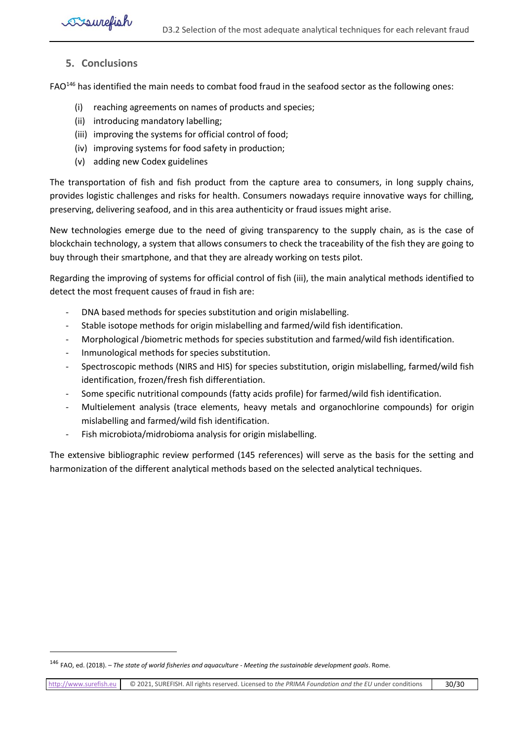## 5. Conclusions

FAO[146] has identified the main needs to combat food fraud in the seafood sector as the following ones:

(i) reaching agreements on names of products and species;

(ii) introducing mandatory labelling;

(iii) improving the systems for official control of food;

(iv) improving systems for food safety in production;

(v) adding new Codex guidelines

The transportation of fish and fish product from the capture area to consumers, in long supply chains, provides logistic challenges and risks for health. Consumers nowadays require innovative ways for chilling, preserving, delivering seafood, and in this area authenticity or fraud issues might arise.

New technologies emerge due to the need of giving transparency to the supply chain, as is the case of blockchain technology, a system that allows consumers to check the traceability of the fish they are going to buy through their smartphone, and that they are already working on tests pilot.

Regarding the improving of systems for official control of fish (iii), the main analytical methods identified to detect the most frequent causes of fraud in fish are:

- DNA based methods for species substitution and origin mislabelling.
- Stable isotope methods for origin mislabelling and farmed/wild fish identification.
- Morphological /biometric methods for species substitution and farmed/wild fish identification.
- Inmunological methods for species substitution.
- Spectroscopic methods (NIRS and HIS) for species substitution, origin mislabelling, farmed/wild fish identification, frozen/fresh fish differentiation.
- Some specific nutritional compounds (fatty acids profile) for farmed/wild fish identification.
- Multielement analysis (trace elements, heavy metals and organochlorine compounds) for origin mislabelling and farmed/wild fish identification.
- Fish microbiota/midrobioma analysis for origin mislabelling.

The extensive bibliographic review performed (145 references) will serve as the basis for the setting and harmonization of the different analytical methods based on the selected analytical techniques.

[146] FAO, ed. (2018). – *The state of world fisheries and aquaculture - Meeting the sustainable development goals*. Rome.